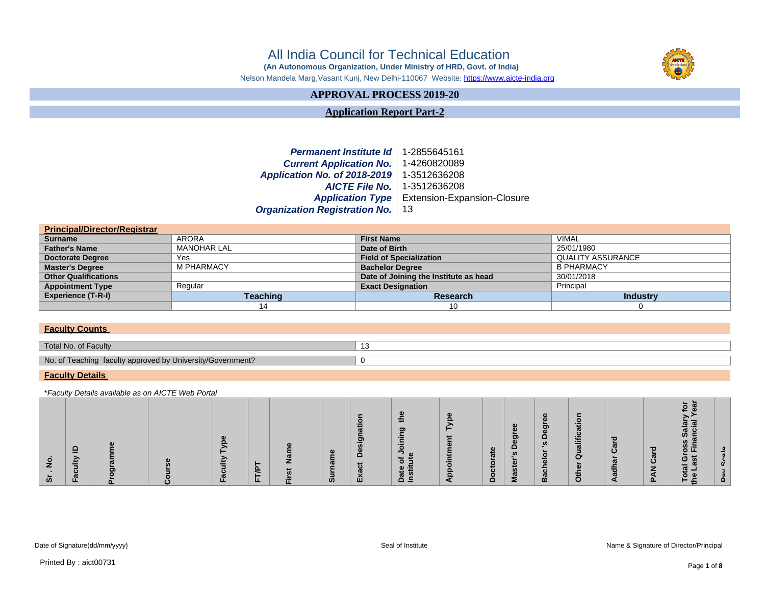# All India Council for Technical Education

**(An Autonomous Organization, Under Ministry of HRD, Govt. of India)**

Nelson Mandela Marg,Vasant Kunj, New Delhi-110067 Website: https://www.aicte-india.org

## APPROVAL PROCESS 2019-20

## Application Report Part-2

| | |
|---|---|
| ***Permanent Institute Id*** | 1-2855645161 |
| ***Current Application No.*** | 1-4260820089 |
| ***Application No. of 2018-2019*** | 1-3512636208 |
| ***AICTE File No.*** | 1-3512636208 |
| ***Application Type*** | Extension-Expansion-Closure |
| ***Organization Registration No.*** | 13 |

### Principal/Director/Registrar

| | | | |
|---|---|---|---|
| **Surname** | ARORA | **First Name** | VIMAL |
| **Father's Name** | MANOHAR LAL | **Date of Birth** | 25/01/1980 |
| **Doctorate Degree** | Yes | **Field of Specialization** | QUALITY ASSURANCE |
| **Master's Degree** | M PHARMACY | **Bachelor Degree** | B PHARMACY |
| **Other Qualifications** | | **Date of Joining the Institute as head** | 30/01/2018 |
| **Appointment Type** | Regular | **Exact Designation** | Principal |
| **Experience (T-R-I)** | **Teaching** | **Research** | **Industry** |
| | 14 | 10 | 0 |

### Faculty Counts

| | |
|---|---|
| Total No. of Faculty | 13 |
| No. of Teaching faculty approved by University/Government? | 0 |

### Faculty Details

*\*Faculty Details available as on AICTE Web Portal*

| Sr . No. | Faculty ID | Programme | Course | Faculty Type | FT/PT | First Name | Surname | Exact Designation | Date of Joining the Institute | Appointment Type | Doctorate | Master's Degree | Bachelor 's Degree | Other Qualification | Aadhar Card | PAN Card | Total Gross Salary for the Last Financial Year | Pay Scale |
|---|---|---|---|---|---|---|---|---|---|---|---|---|---|---|---|---|---|---|

Date of Signature(dd/mm/yyyy) Seal of Institute Name & Signature of Director/Principal

Printed By : aict00731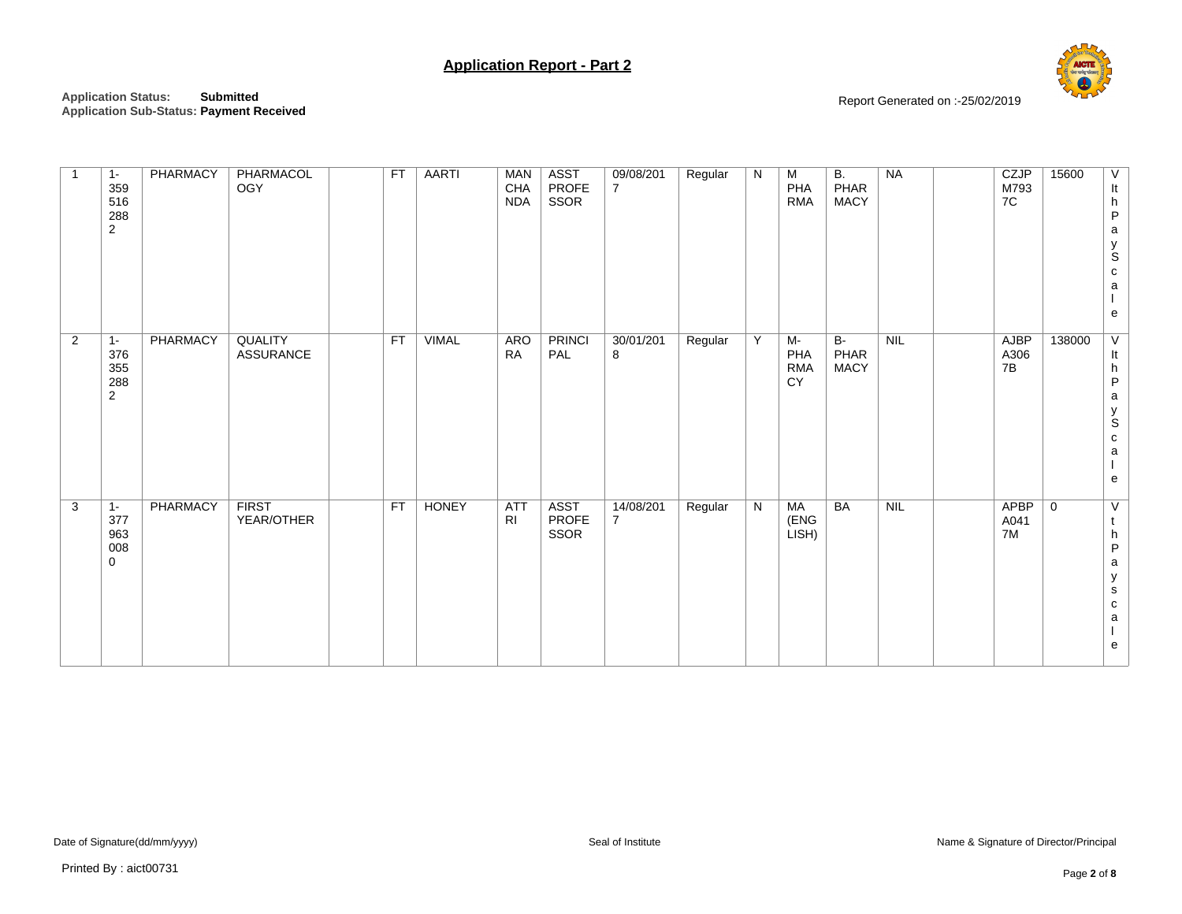# Application Report - Part 2

**Application Status:** **Submitted**
**Application Sub-Status:** **Payment Received**

Report Generated on :-25/02/2019

| | | | | | | | | | | | | | | | | | |
|---|---|---|---|---|---|---|---|---|---|---|---|---|---|---|---|---|---|
| 1 | 1-3595162882 | PHARMACY | PHARMACOLOGY | | FT | AARTI | MANCHANDA | ASST PROFESSOR | 09/08/2017 | Regular | N | M PHARMA | B. PHARMACY | NA | | CZJPM7937C | 15600 | VIth PayScale |
| 2 | 1-3763552882 | PHARMACY | QUALITY ASSURANCE | | FT | VIMAL | ARORA | PRINCIPAL | 30/01/2018 | Regular | Y | M-PHARMACY | B-PHARMACY | NIL | | AJBPA3067B | 138000 | VIth PayScale |
| 3 | 1-3779630080 | PHARMACY | FIRST YEAR/OTHER | | FT | HONEY | ATTRI | ASST PROFESSOR | 14/08/2017 | Regular | N | MA (ENGLISH) | BA | NIL | | APBPA0417M | 0 | Vth Payscale |

Date of Signature(dd/mm/yyyy) Seal of Institute Name & Signature of Director/Principal

Printed By : aict00731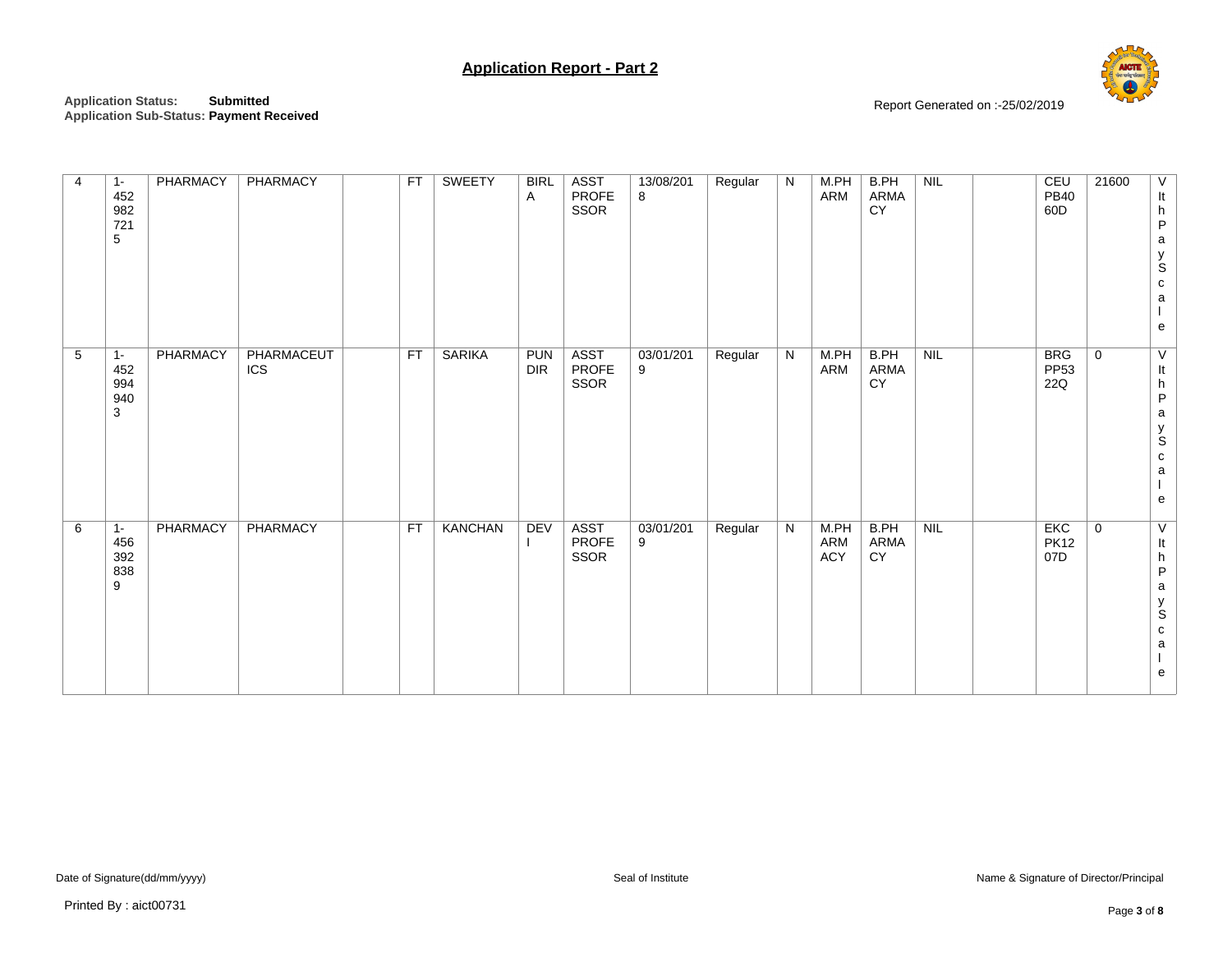# Application Report - Part 2

**Application Status:** **Submitted**
**Application Sub-Status: Payment Received**

Report Generated on :-25/02/2019

| | | | | | | | | | | | | | | | | | | |
|---|---|---|---|---|---|---|---|---|---|---|---|---|---|---|---|---|---|---|
| 4 | 1-4529827215 | PHARMACY | PHARMACY | | FT | SWEETY | BIRLA | ASST PROFESSOR | 13/08/2018 | Regular | N | M.PHARM | B.PHARMACY | NIL | | CEUPB4060D | 21600 | VIth PayScale |
| 5 | 1-4529949403 | PHARMACY | PHARMACEUTICS | | FT | SARIKA | PUNDIR | ASST PROFESSOR | 03/01/2019 | Regular | N | M.PHARM | B.PHARMACY | NIL | | BRGPP5322Q | 0 | VIth PayScale |
| 6 | 1-4563928389 | PHARMACY | PHARMACY | | FT | KANCHAN | DEVI | ASST PROFESSOR | 03/01/2019 | Regular | N | M.PHARMACY | B.PHARMACY | NIL | | EKCPK1207D | 0 | VIth PayScale |

Date of Signature(dd/mm/yyyy)　　　　Seal of Institute　　　　Name & Signature of Director/Principal

Printed By : aict00731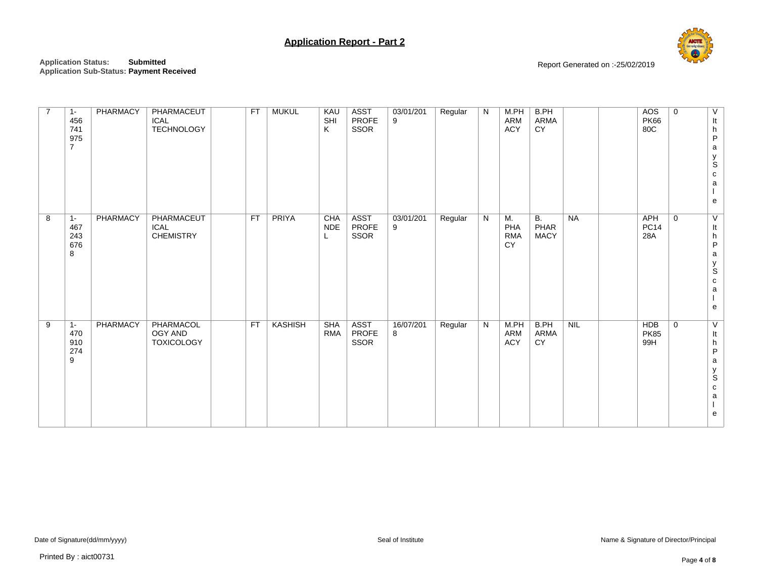## Application Report - Part 2

**Application Status:** **Submitted**
**Application Sub-Status:** **Payment Received**

Report Generated on :-25/02/2019

| | | | | | | | | | | | | | | | | | | |
|---|---|---|---|---|---|---|---|---|---|---|---|---|---|---|---|---|---|---|
| 7 | 1-4567419757 | PHARMACY | PHARMACEUTICAL TECHNOLOGY | | FT | MUKUL | KAUSHIK | ASST PROFESSOR | 03/01/2019 | Regular | N | M.PHARMACY | B.PHARMACY | | | AOSPK6680C | 0 | VIth PayScale |
| 8 | 1-4672436768 | PHARMACY | PHARMACEUTICAL CHEMISTRY | | FT | PRIYA | CHANDEL | ASST PROFESSOR | 03/01/2019 | Regular | N | M. PHARMACY | B. PHARMACY | NA | | APHPC1428A | 0 | VIth PayScale |
| 9 | 1-4709102749 | PHARMACY | PHARMACOLOGY AND TOXICOLOGY | | FT | KASHISH | SHARMA | ASST PROFESSOR | 16/07/2018 | Regular | N | M.PHARMACY | B.PHARMACY | NIL | | HDBPK8599H | 0 | VIth PayScale |

Date of Signature(dd/mm/yyyy) | Seal of Institute | Name & Signature of Director/Principal

Printed By : aict00731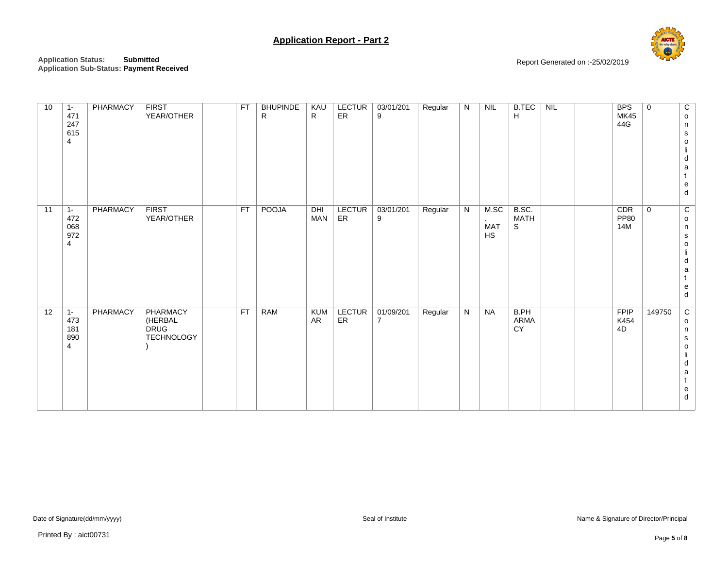## Application Report - Part 2

**Application Status:** **Submitted**
**Application Sub-Status:** **Payment Received**

Report Generated on :-25/02/2019

| | | | | | | | | | | | | | | | | | | | |
|---|---|---|---|---|---|---|---|---|---|---|---|---|---|---|---|---|---|---|---|
| 10 | 1-4712476154 | PHARMACY | FIRST YEAR/OTHER | | FT | BHUPINDER | KAUR | LECTURER | 03/01/2019 | Regular | N | NIL | B.TECH | NIL | | | BPSMK4544G | 0 | Consolidated |
| 11 | 1-4720689724 | PHARMACY | FIRST YEAR/OTHER | | FT | POOJA | DHIMAN | LECTURER | 03/01/2019 | Regular | N | M.SC. MATHS | B.SC. MATHS | | | | CDRPP8014M | 0 | Consolidated |
| 12 | 1-4731818904 | PHARMACY | PHARMACY (HERBAL DRUG TECHNOLOGY) | | FT | RAM | KUMAR | LECTURER | 01/09/2017 | Regular | N | NA | B.PHARMACY | | | | FPIPK4544D | 149750 | Consolidated |

Date of Signature(dd/mm/yyyy) | Seal of Institute | Name & Signature of Director/Principal

Printed By : aict00731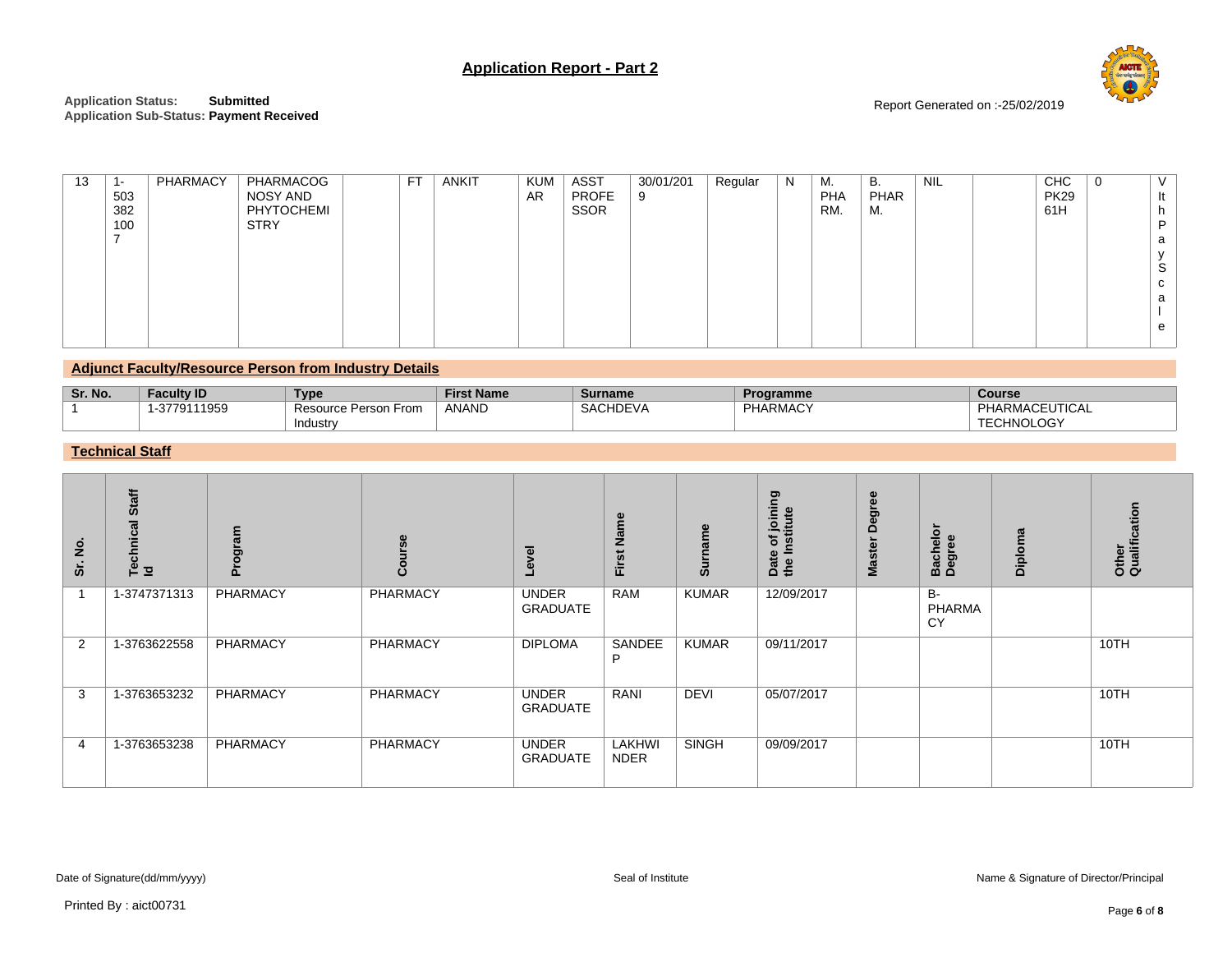## Application Report - Part 2

**Application Status:** **Submitted**
**Application Sub-Status: Payment Received**

Report Generated on :-25/02/2019

| 13 | 1-5033821007 | PHARMACY | PHARMACOGNOSY AND PHYTOCHEMISTRY | | FT | ANKIT | KUMAR | ASST PROFESSOR | 30/01/2019 | Regular | N | M. PHARM. | B. PHARM. | NIL | | CHCPK2961H | 0 | VIth Pay Scale |
|---|---|---|---|---|---|---|---|---|---|---|---|---|---|---|---|---|---|---|

### Adjunct Faculty/Resource Person from Industry Details

| Sr. No. | Faculty ID | Type | First Name | Surname | Programme | Course |
|---|---|---|---|---|---|---|
| 1 | 1-3779111959 | Resource Person From Industry | ANAND | SACHDEVA | PHARMACY | PHARMACEUTICAL TECHNOLOGY |

### Technical Staff

| Sr. No. | Technical Staff Id | Program | Course | Level | First Name | Surname | Date of joining the Institute | Master Degree | Bachelor Degree | Diploma | Other Qualification |
|---|---|---|---|---|---|---|---|---|---|---|---|
| 1 | 1-3747371313 | PHARMACY | PHARMACY | UNDER GRADUATE | RAM | KUMAR | 12/09/2017 | | B-PHARMACY | | |
| 2 | 1-3763622558 | PHARMACY | PHARMACY | DIPLOMA | SANDEEP | KUMAR | 09/11/2017 | | | | 10TH |
| 3 | 1-3763653232 | PHARMACY | PHARMACY | UNDER GRADUATE | RANI | DEVI | 05/07/2017 | | | | 10TH |
| 4 | 1-3763653238 | PHARMACY | PHARMACY | UNDER GRADUATE | LAKHWINDER | SINGH | 09/09/2017 | | | | 10TH |

Date of Signature(dd/mm/yyyy) Seal of Institute Name & Signature of Director/Principal

Printed By : aict00731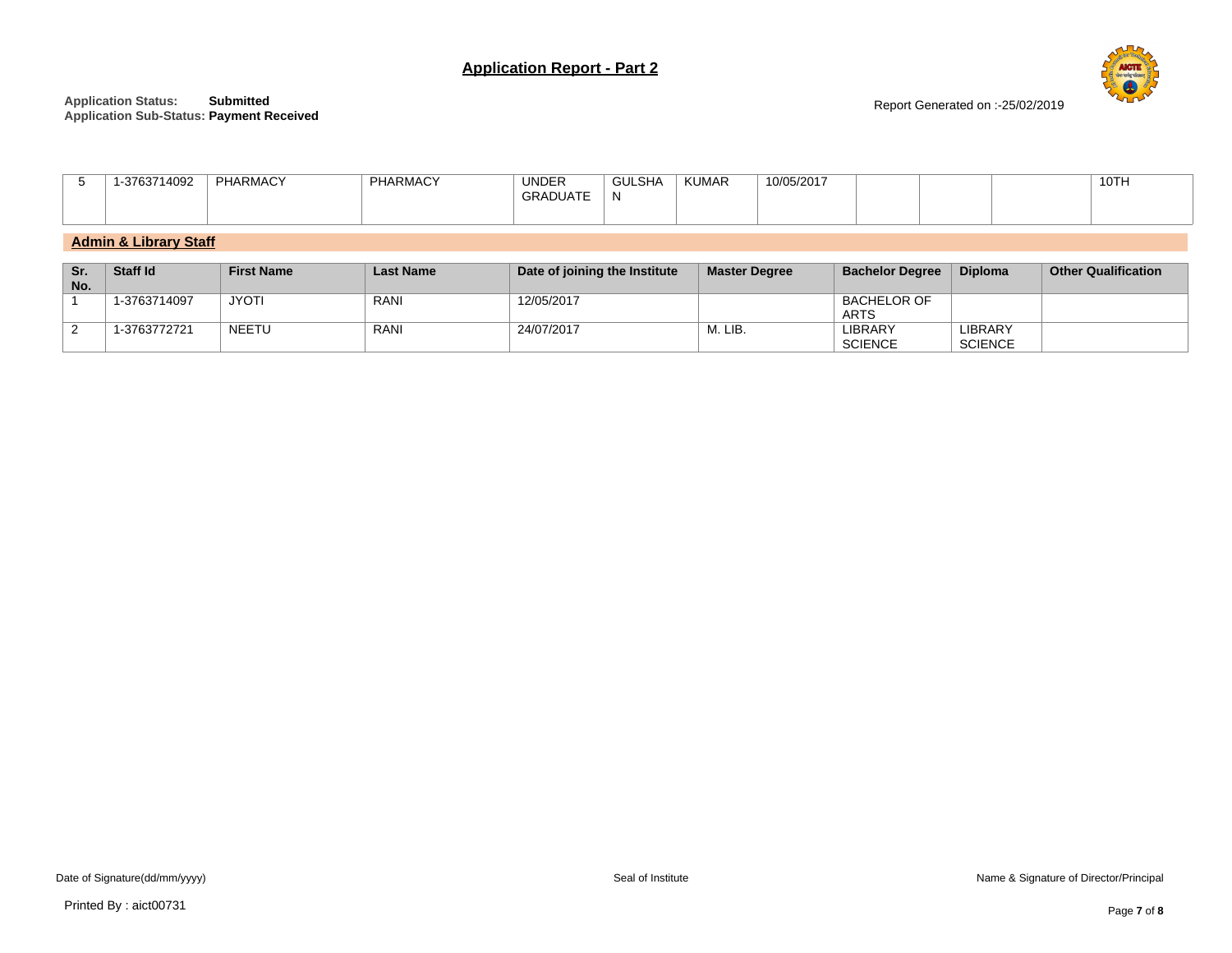## Application Report - Part 2

**Application Status:** Submitted
**Application Sub-Status:** Payment Received

Report Generated on :-25/02/2019

| | | | | | | | | | | | |
|---|---|---|---|---|---|---|---|---|---|---|---|
| 5 | 1-3763714092 | PHARMACY | PHARMACY | UNDER GRADUATE | GULSHAN | KUMAR | 10/05/2017 | | | | 10TH |

### Admin & Library Staff

| Sr. No. | Staff Id | First Name | Last Name | Date of joining the Institute | Master Degree | Bachelor Degree | Diploma | Other Qualification |
|---|---|---|---|---|---|---|---|---|
| 1 | 1-3763714097 | JYOTI | RANI | 12/05/2017 | | BACHELOR OF ARTS | | |
| 2 | 1-3763772721 | NEETU | RANI | 24/07/2017 | M. LIB. | LIBRARY SCIENCE | LIBRARY SCIENCE | |

Date of Signature(dd/mm/yyyy) Seal of Institute Name & Signature of Director/Principal

Printed By : aict00731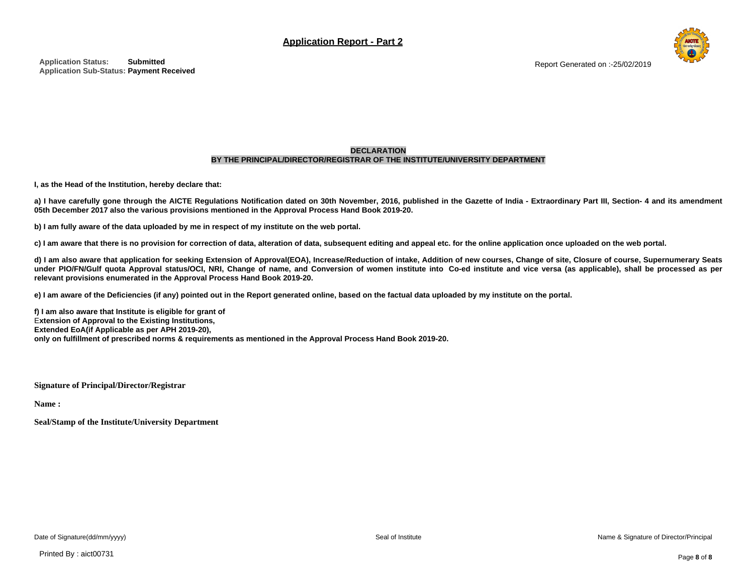## Application Report - Part 2

**Application Status:** **Submitted**
**Application Sub-Status:** **Payment Received**

Report Generated on :-25/02/2019

**DECLARATION**
**BY THE PRINCIPAL/DIRECTOR/REGISTRAR OF THE INSTITUTE/UNIVERSITY DEPARTMENT**

**I, as the Head of the Institution, hereby declare that:**

**a) I have carefully gone through the AICTE Regulations Notification dated on 30th November, 2016, published in the Gazette of India - Extraordinary Part III, Section- 4 and its amendment 05th December 2017 also the various provisions mentioned in the Approval Process Hand Book 2019-20.**

**b) I am fully aware of the data uploaded by me in respect of my institute on the web portal.**

**c) I am aware that there is no provision for correction of data, alteration of data, subsequent editing and appeal etc. for the online application once uploaded on the web portal.**

**d) I am also aware that application for seeking Extension of Approval(EOA), Increase/Reduction of intake, Addition of new courses, Change of site, Closure of course, Supernumerary Seats under PIO/FN/Gulf quota Approval status/OCI, NRI, Change of name, and Conversion of women institute into Co-ed institute and vice versa (as applicable), shall be processed as per relevant provisions enumerated in the Approval Process Hand Book 2019-20.**

**e) I am aware of the Deficiencies (if any) pointed out in the Report generated online, based on the factual data uploaded by my institute on the portal.**

**f) I am also aware that Institute is eligible for grant of**
**Extension of Approval to the Existing Institutions,**
**Extended EoA(if Applicable as per APH 2019-20),**
**only on fulfillment of prescribed norms & requirements as mentioned in the Approval Process Hand Book 2019-20.**

**Signature of Principal/Director/Registrar**

**Name :**

**Seal/Stamp of the Institute/University Department**

Date of Signature(dd/mm/yyyy) | Seal of Institute | Name & Signature of Director/Principal

Printed By : aict00731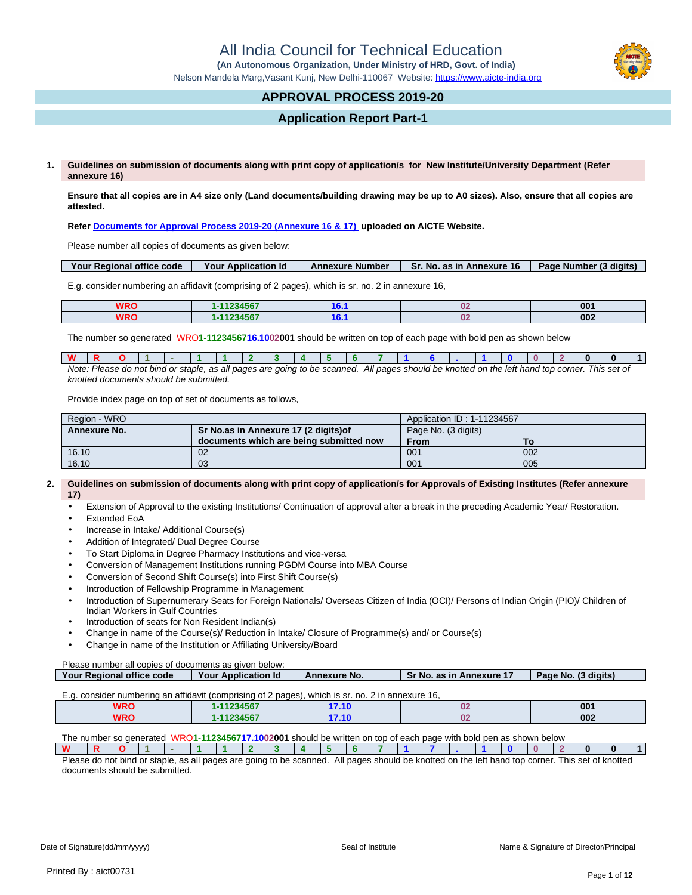# All India Council for Technical Education

**(An Autonomous Organization, Under Ministry of HRD, Govt. of India)**

Nelson Mandela Marg,Vasant Kunj, New Delhi-110067 Website: https://www.aicte-india.org

## APPROVAL PROCESS 2019-20

## Application Report Part-1

**1. Guidelines on submission of documents along with print copy of application/s for New Institute/University Department (Refer annexure 16)**

**Ensure that all copies are in A4 size only (Land documents/building drawing may be up to A0 sizes). Also, ensure that all copies are attested.**

**Refer Documents for Approval Process 2019-20 (Annexure 16 & 17) uploaded on AICTE Website.**

Please number all copies of documents as given below:

| Your Regional office code | Your Application Id | Annexure Number | Sr. No. as in Annexure 16 | Page Number (3 digits) |
|---|---|---|---|---|

E.g. consider numbering an affidavit (comprising of 2 pages), which is sr. no. 2 in annexure 16,

| | | | | |
|---|---|---|---|---|
| WRO | 1-11234567 | 16.1 | 02 | 001 |
| WRO | 1-11234567 | 16.1 | 02 | 002 |

The number so generated WRO1-1123456716.1002001 should be written on top of each page with bold pen as shown below

| W | R | O | 1 | - | 1 | 1 | 2 | 3 | 4 | 5 | 6 | 7 | 1 | 6 | . | 1 | 0 | 0 | 2 | 0 | 0 | 1 |
|---|---|---|---|---|---|---|---|---|---|---|---|---|---|---|---|---|---|---|---|---|---|---|

*Note: Please do not bind or staple, as all pages are going to be scanned. All pages should be knotted on the left hand top corner. This set of knotted documents should be submitted.*

Provide index page on top of set of documents as follows,

| Region - WRO | | Application ID : 1-11234567 | |
|---|---|---|---|
| **Annexure No.** | **Sr No.as in Annexure 17 (2 digits)of documents which are being submitted now** | Page No. (3 digits) | |
| | | **From** | **To** |
| 16.10 | 02 | 001 | 002 |
| 16.10 | 03 | 001 | 005 |

**2. Guidelines on submission of documents along with print copy of application/s for Approvals of Existing Institutes (Refer annexure 17)**

- Extension of Approval to the existing Institutions/ Continuation of approval after a break in the preceding Academic Year/ Restoration.
- Extended EoA
- Increase in Intake/ Additional Course(s)
- Addition of Integrated/ Dual Degree Course
- To Start Diploma in Degree Pharmacy Institutions and vice-versa
- Conversion of Management Institutions running PGDM Course into MBA Course
- Conversion of Second Shift Course(s) into First Shift Course(s)
- Introduction of Fellowship Programme in Management
- Introduction of Supernumerary Seats for Foreign Nationals/ Overseas Citizen of India (OCI)/ Persons of Indian Origin (PIO)/ Children of Indian Workers in Gulf Countries
- Introduction of seats for Non Resident Indian(s)
- Change in name of the Course(s)/ Reduction in Intake/ Closure of Programme(s) and/ or Course(s)
- Change in name of the Institution or Affiliating University/Board

Please number all copies of documents as given below:

| Your Regional office code | Your Application Id | Annexure No. | Sr No. as in Annexure 17 | Page No. (3 digits) |
|---|---|---|---|---|

E.g. consider numbering an affidavit (comprising of 2 pages), which is sr. no. 2 in annexure 16,

| | | | | |
|---|---|---|---|---|
| WRO | 1-11234567 | 17.10 | 02 | 001 |
| WRO | 1-11234567 | 17.10 | 02 | 002 |

The number so generated WRO1-1123456717.1002001 should be written on top of each page with bold pen as shown below

| W | R | O | 1 | - | 1 | 1 | 2 | 3 | 4 | 5 | 6 | 7 | 1 | 7 | . | 1 | 0 | 0 | 2 | 0 | 0 | 1 |
|---|---|---|---|---|---|---|---|---|---|---|---|---|---|---|---|---|---|---|---|---|---|---|

Please do not bind or staple, as all pages are going to be scanned. All pages should be knotted on the left hand top corner. This set of knotted documents should be submitted.

Date of Signature(dd/mm/yyyy) Seal of Institute Name & Signature of Director/Principal

Printed By : aict00731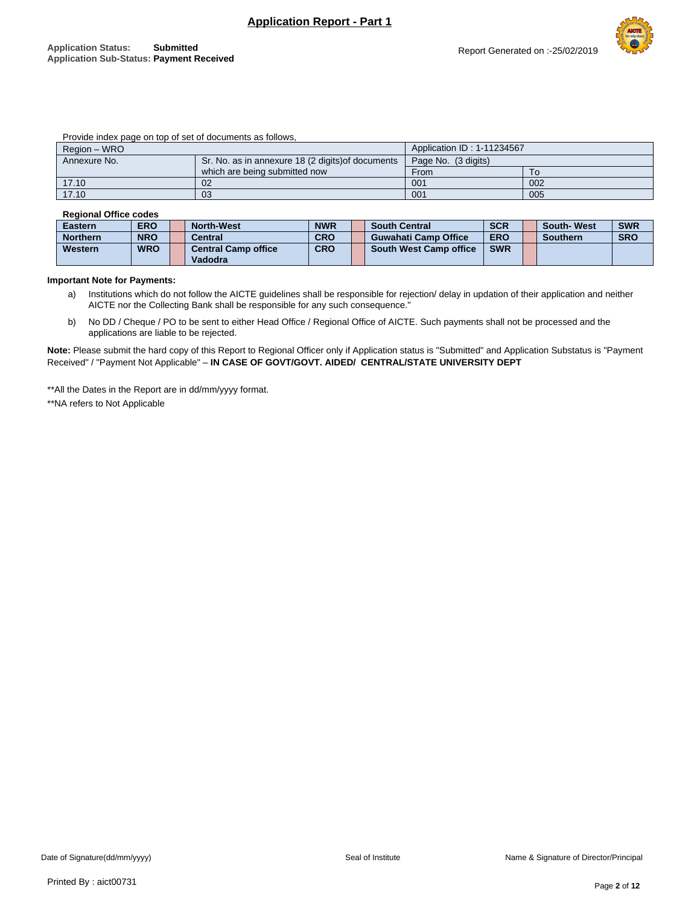# Application Report - Part 1

**Application Status:** **Submitted**
**Application Sub-Status:** **Payment Received**

Report Generated on :-25/02/2019

Provide index page on top of set of documents as follows,

| Region – WRO | | Application ID : 1-11234567 | |
|---|---|---|---|
| Annexure No. | Sr. No. as in annexure 18 (2 digits)of documents which are being submitted now | Page No. (3 digits) | |
| | | From | To |
| 17.10 | 02 | 001 | 002 |
| 17.10 | 03 | 001 | 005 |

**Regional Office codes**

| | | | | | | | | | | |
|---|---|---|---|---|---|---|---|---|---|---|
| **Eastern** | **ERO** | | **North-West** | **NWR** | | **South Central** | **SCR** | | **South- West** | **SWR** |
| **Northern** | **NRO** | | **Central** | **CRO** | | **Guwahati Camp Office** | **ERO** | | **Southern** | **SRO** |
| **Western** | **WRO** | | **Central Camp office Vadodra** | **CRO** | | **South West Camp office** | **SWR** | | | |

**Important Note for Payments:**

a) Institutions which do not follow the AICTE guidelines shall be responsible for rejection/ delay in updation of their application and neither AICTE nor the Collecting Bank shall be responsible for any such consequence."

b) No DD / Cheque / PO to be sent to either Head Office / Regional Office of AICTE. Such payments shall not be processed and the applications are liable to be rejected.

**Note:** Please submit the hard copy of this Report to Regional Officer only if Application status is "Submitted" and Application Substatus is "Payment Received" / "Payment Not Applicable" – **IN CASE OF GOVT/GOVT. AIDED/ CENTRAL/STATE UNIVERSITY DEPT**

**All the Dates in the Report are in dd/mm/yyyy format.

**NA refers to Not Applicable

Date of Signature(dd/mm/yyyy) | Seal of Institute | Name & Signature of Director/Principal

Printed By : aict00731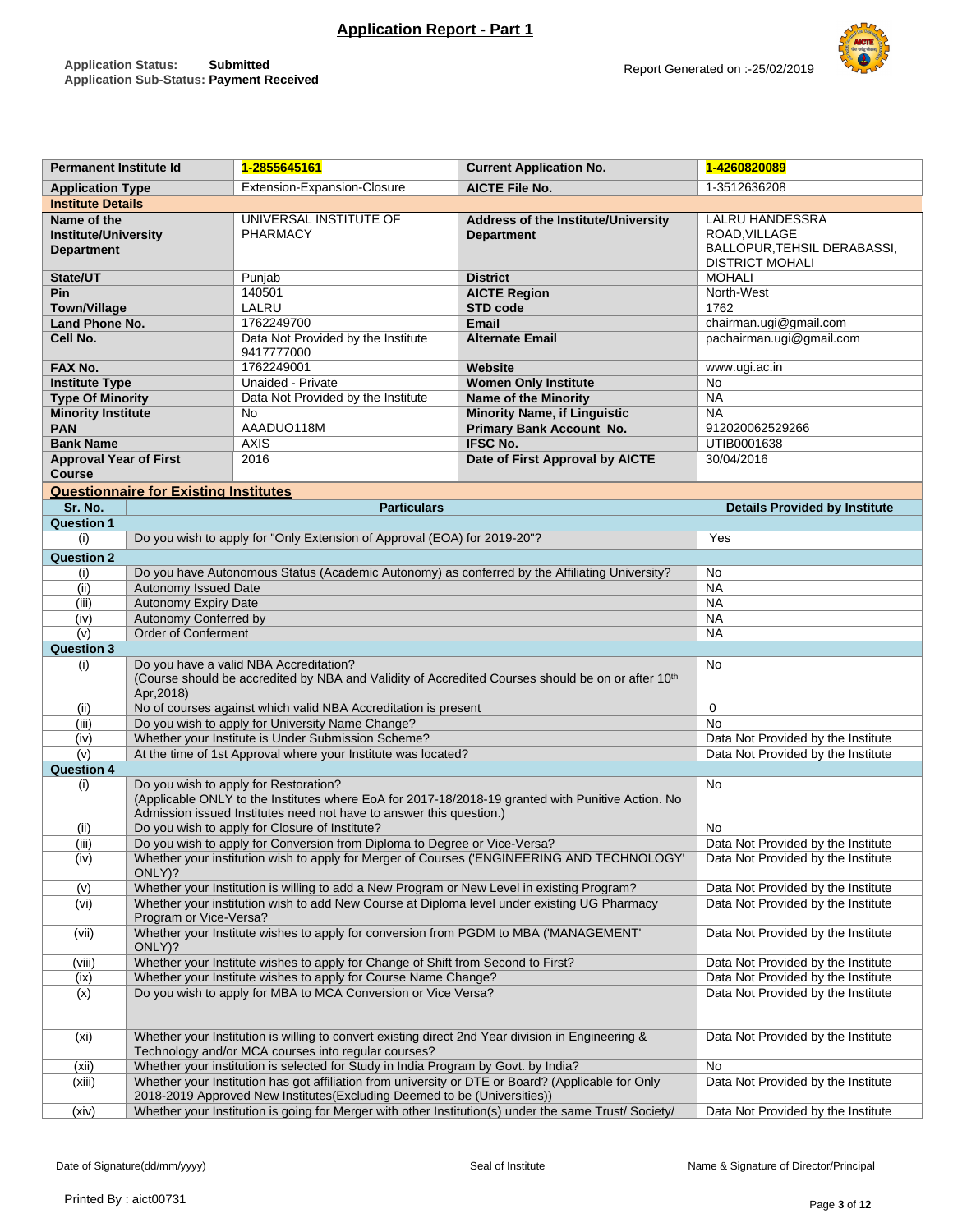# Application Report - Part 1

**Application Status:** Submitted
**Application Sub-Status:** Payment Received

Report Generated on :-25/02/2019

| Permanent Institute Id | 1-2855645161 | Current Application No. | 1-4260820089 |
|---|---|---|---|
| Application Type | Extension-Expansion-Closure | AICTE File No. | 1-3512636208 |
| **Institute Details** | | | |
| Name of the Institute/University Department | UNIVERSAL INSTITUTE OF PHARMACY | Address of the Institute/University Department | LALRU HANDESSRA ROAD,VILLAGE BALLOPUR,TEHSIL DERABASSI, DISTRICT MOHALI |
| State/UT | Punjab | District | MOHALI |
| Pin | 140501 | AICTE Region | North-West |
| Town/Village | LALRU | STD code | 1762 |
| Land Phone No. | 1762249700 | Email | chairman.ugi@gmail.com |
| Cell No. | Data Not Provided by the Institute 9417777000 | Alternate Email | pachairman.ugi@gmail.com |
| FAX No. | 1762249001 | Website | www.ugi.ac.in |
| Institute Type | Unaided - Private | Women Only Institute | No |
| Type Of Minority | Data Not Provided by the Institute | Name of the Minority | NA |
| Minority Institute | No | Minority Name, if Linguistic | NA |
| PAN | AAADUO118M | Primary Bank Account No. | 912020062529266 |
| Bank Name | AXIS | IFSC No. | UTIB0001638 |
| Approval Year of First Course | 2016 | Date of First Approval by AICTE | 30/04/2016 |

## Questionnaire for Existing Institutes

| Sr. No. | Particulars | Details Provided by Institute |
|---|---|---|
| **Question 1** | | |
| (i) | Do you wish to apply for "Only Extension of Approval (EOA) for 2019-20"? | Yes |
| **Question 2** | | |
| (i) | Do you have Autonomous Status (Academic Autonomy) as conferred by the Affiliating University? | No |
| (ii) | Autonomy Issued Date | NA |
| (iii) | Autonomy Expiry Date | NA |
| (iv) | Autonomy Conferred by | NA |
| (v) | Order of Conferment | NA |
| **Question 3** | | |
| (i) | Do you have a valid NBA Accreditation? (Course should be accredited by NBA and Validity of Accredited Courses should be on or after 10th Apr,2018) | No |
| (ii) | No of courses against which valid NBA Accreditation is present | 0 |
| (iii) | Do you wish to apply for University Name Change? | No |
| (iv) | Whether your Institute is Under Submission Scheme? | Data Not Provided by the Institute |
| (v) | At the time of 1st Approval where your Institute was located? | Data Not Provided by the Institute |
| **Question 4** | | |
| (i) | Do you wish to apply for Restoration? (Applicable ONLY to the Institutes where EoA for 2017-18/2018-19 granted with Punitive Action. No Admission issued Institutes need not have to answer this question.) | No |
| (ii) | Do you wish to apply for Closure of Institute? | No |
| (iii) | Do you wish to apply for Conversion from Diploma to Degree or Vice-Versa? | Data Not Provided by the Institute |
| (iv) | Whether your institution wish to apply for Merger of Courses ('ENGINEERING AND TECHNOLOGY' ONLY)? | Data Not Provided by the Institute |
| (v) | Whether your Institution is willing to add a New Program or New Level in existing Program? | Data Not Provided by the Institute |
| (vi) | Whether your institution wish to add New Course at Diploma level under existing UG Pharmacy Program or Vice-Versa? | Data Not Provided by the Institute |
| (vii) | Whether your Institute wishes to apply for conversion from PGDM to MBA ('MANAGEMENT' ONLY)? | Data Not Provided by the Institute |
| (viii) | Whether your Institute wishes to apply for Change of Shift from Second to First? | Data Not Provided by the Institute |
| (ix) | Whether your Institute wishes to apply for Course Name Change? | Data Not Provided by the Institute |
| (x) | Do you wish to apply for MBA to MCA Conversion or Vice Versa? | Data Not Provided by the Institute |
| (xi) | Whether your Institution is willing to convert existing direct 2nd Year division in Engineering & Technology and/or MCA courses into regular courses? | Data Not Provided by the Institute |
| (xii) | Whether your institution is selected for Study in India Program by Govt. by India? | No |
| (xiii) | Whether your Institution has got affiliation from university or DTE or Board? (Applicable for Only 2018-2019 Approved New Institutes(Excluding Deemed to be (Universities)) | Data Not Provided by the Institute |
| (xiv) | Whether your Institution is going for Merger with other Institution(s) under the same Trust/ Society/ | Data Not Provided by the Institute |

Date of Signature(dd/mm/yyyy) Seal of Institute Name & Signature of Director/Principal

Printed By : aict00731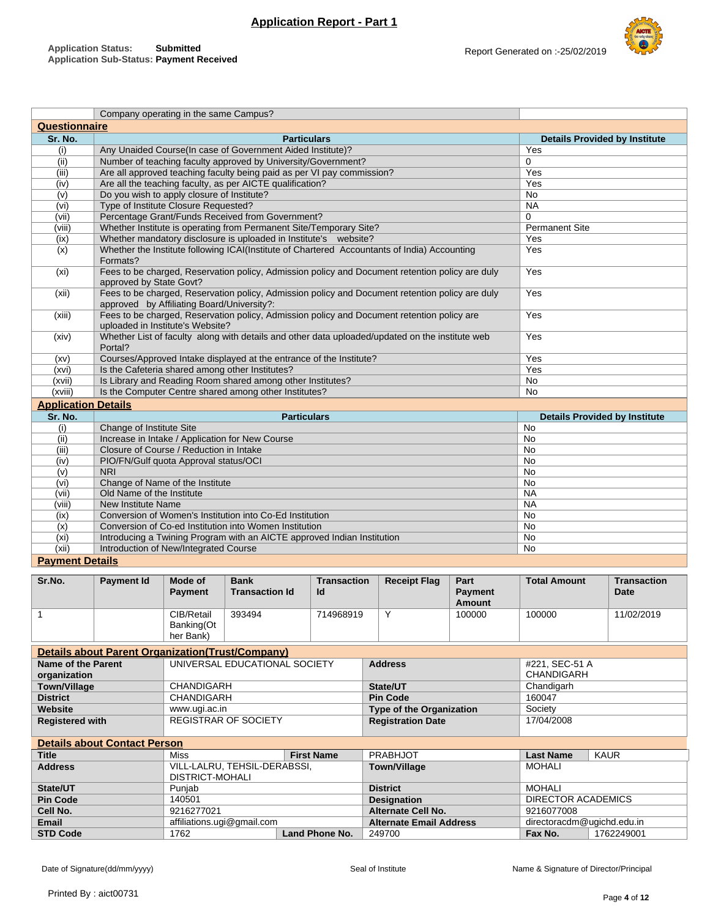# Application Report - Part 1

**Application Status:** Submitted
**Application Sub-Status:** Payment Received

Report Generated on :-25/02/2019

| | Company operating in the same Campus? | |
|---|---|---|

## Questionnaire

| Sr. No. | Particulars | Details Provided by Institute |
|---|---|---|
| (i) | Any Unaided Course(In case of Government Aided Institute)? | Yes |
| (ii) | Number of teaching faculty approved by University/Government? | 0 |
| (iii) | Are all approved teaching faculty being paid as per VI pay commission? | Yes |
| (iv) | Are all the teaching faculty, as per AICTE qualification? | Yes |
| (v) | Do you wish to apply closure of Institute? | No |
| (vi) | Type of Institute Closure Requested? | NA |
| (vii) | Percentage Grant/Funds Received from Government? | 0 |
| (viii) | Whether Institute is operating from Permanent Site/Temporary Site? | Permanent Site |
| (ix) | Whether mandatory disclosure is uploaded in Institute's website? | Yes |
| (x) | Whether the Institute following ICAI(Institute of Chartered Accountants of India) Accounting Formats? | Yes |
| (xi) | Fees to be charged, Reservation policy, Admission policy and Document retention policy are duly approved by State Govt? | Yes |
| (xii) | Fees to be charged, Reservation policy, Admission policy and Document retention policy are duly approved by Affiliating Board/University?: | Yes |
| (xiii) | Fees to be charged, Reservation policy, Admission policy and Document retention policy are uploaded in Institute's Website? | Yes |
| (xiv) | Whether List of faculty along with details and other data uploaded/updated on the institute web Portal? | Yes |
| (xv) | Courses/Approved Intake displayed at the entrance of the Institute? | Yes |
| (xvi) | Is the Cafeteria shared among other Institutes? | Yes |
| (xvii) | Is Library and Reading Room shared among other Institutes? | No |
| (xviii) | Is the Computer Centre shared among other Institutes? | No |

## Application Details

| Sr. No. | Particulars | Details Provided by Institute |
|---|---|---|
| (i) | Change of Institute Site | No |
| (ii) | Increase in Intake / Application for New Course | No |
| (iii) | Closure of Course / Reduction in Intake | No |
| (iv) | PIO/FN/Gulf quota Approval status/OCI | No |
| (v) | NRI | No |
| (vi) | Change of Name of the Institute | No |
| (vii) | Old Name of the Institute | NA |
| (viii) | New Institute Name | NA |
| (ix) | Conversion of Women's Institution into Co-Ed Institution | No |
| (x) | Conversion of Co-ed Institution into Women Institution | No |
| (xi) | Introducing a Twining Program with an AICTE approved Indian Institution | No |
| (xii) | Introduction of New/Integrated Course | No |

## Payment Details

| Sr.No. | Payment Id | Mode of Payment | Bank Transaction Id | Transaction Id | Receipt Flag | Part Payment Amount | Total Amount | Transaction Date |
|---|---|---|---|---|---|---|---|---|
| 1 | | CIB/Retail Banking(Other Bank) | 393494 | 714968919 | Y | 100000 | 100000 | 11/02/2019 |

## Details about Parent Organization(Trust/Company)

| | | | |
|---|---|---|---|
| **Name of the Parent organization** | UNIVERSAL EDUCATIONAL SOCIETY | **Address** | #221, SEC-51 A CHANDIGARH |
| **Town/Village** | CHANDIGARH | **State/UT** | Chandigarh |
| **District** | CHANDIGARH | **Pin Code** | 160047 |
| **Website** | www.ugi.ac.in | **Type of the Organization** | Society |
| **Registered with** | REGISTRAR OF SOCIETY | **Registration Date** | 17/04/2008 |

## Details about Contact Person

| | | | | | |
|---|---|---|---|---|---|
| **Title** | Miss | **First Name** | PRABHJOT | **Last Name** | KAUR |
| **Address** | VILL-LALRU, TEHSIL-DERABSSI, DISTRICT-MOHALI | | **Town/Village** | MOHALI | |
| **State/UT** | Punjab | | **District** | MOHALI | |
| **Pin Code** | 140501 | | **Designation** | DIRECTOR ACADEMICS | |
| **Cell No.** | 9216277021 | | **Alternate Cell No.** | 9216077008 | |
| **Email** | affiliations.ugi@gmail.com | | **Alternate Email Address** | directoracdm@ugichd.edu.in | |
| **STD Code** | 1762 | **Land Phone No.** | 249700 | **Fax No.** | 1762249001 |

Date of Signature(dd/mm/yyyy) | Seal of Institute | Name & Signature of Director/Principal

Printed By : aict00731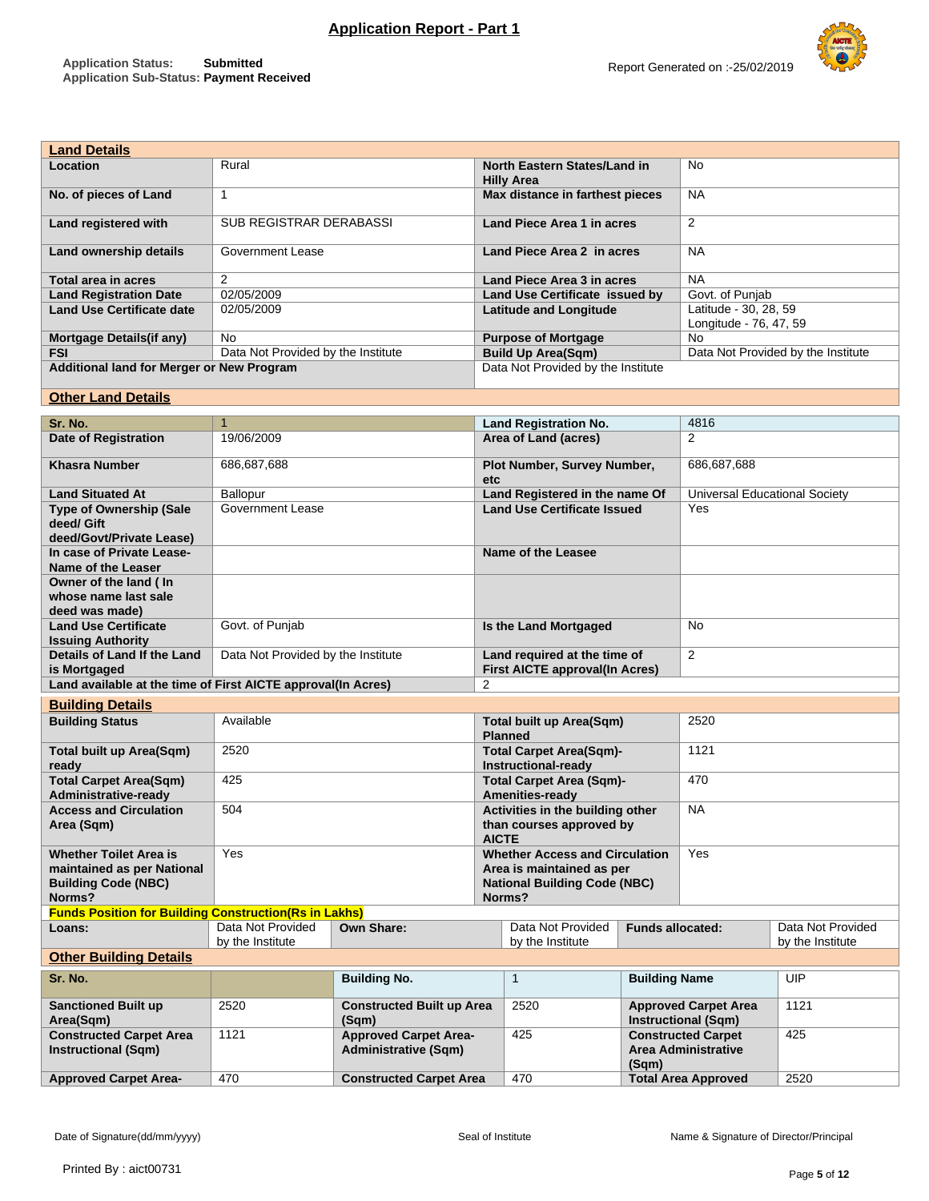# Application Report - Part 1

**Application Status:** Submitted
**Application Sub-Status:** Payment Received

Report Generated on :-25/02/2019

## Land Details

| | | | |
|---|---|---|---|
| **Location** | Rural | **North Eastern States/Land in Hilly Area** | No |
| **No. of pieces of Land** | 1 | **Max distance in farthest pieces** | NA |
| **Land registered with** | SUB REGISTRAR DERABASSI | **Land Piece Area 1 in acres** | 2 |
| **Land ownership details** | Government Lease | **Land Piece Area 2 in acres** | NA |
| **Total area in acres** | 2 | **Land Piece Area 3 in acres** | NA |
| **Land Registration Date** | 02/05/2009 | **Land Use Certificate issued by** | Govt. of Punjab |
| **Land Use Certificate date** | 02/05/2009 | **Latitude and Longitude** | Latitude - 30, 28, 59 Longitude - 76, 47, 59 |
| **Mortgage Details(if any)** | No | **Purpose of Mortgage** | No |
| **FSI** | Data Not Provided by the Institute | **Build Up Area(Sqm)** | Data Not Provided by the Institute |
| **Additional land for Merger or New Program** | | Data Not Provided by the Institute | |

## Other Land Details

| | | | |
|---|---|---|---|
| **Sr. No.** | 1 | **Land Registration No.** | 4816 |
| **Date of Registration** | 19/06/2009 | **Area of Land (acres)** | 2 |
| **Khasra Number** | 686,687,688 | **Plot Number, Survey Number, etc** | 686,687,688 |
| **Land Situated At** | Ballopur | **Land Registered in the name Of** | Universal Educational Society |
| **Type of Ownership (Sale deed/ Gift deed/Govt/Private Lease)** | Government Lease | **Land Use Certificate Issued** | Yes |
| **In case of Private Lease-Name of the Leaser** | | **Name of the Leasee** | |
| **Owner of the land ( In whose name last sale deed was made)** | | | |
| **Land Use Certificate Issuing Authority** | Govt. of Punjab | **Is the Land Mortgaged** | No |
| **Details of Land If the Land is Mortgaged** | Data Not Provided by the Institute | **Land required at the time of First AICTE approval(In Acres)** | 2 |
| **Land available at the time of First AICTE approval(In Acres)** | | 2 | |

## Building Details

| | | | |
|---|---|---|---|
| **Building Status** | Available | **Total built up Area(Sqm) Planned** | 2520 |
| **Total built up Area(Sqm) ready** | 2520 | **Total Carpet Area(Sqm)-Instructional-ready** | 1121 |
| **Total Carpet Area(Sqm) Administrative-ready** | 425 | **Total Carpet Area (Sqm)-Amenities-ready** | 470 |
| **Access and Circulation Area (Sqm)** | 504 | **Activities in the building other than courses approved by AICTE** | NA |
| **Whether Toilet Area is maintained as per National Building Code (NBC) Norms?** | Yes | **Whether Access and Circulation Area is maintained as per National Building Code (NBC) Norms?** | Yes |

**Funds Position for Building Construction(Rs in Lakhs)**

| | | | | | |
|---|---|---|---|---|---|
| **Loans:** | Data Not Provided by the Institute | **Own Share:** | Data Not Provided by the Institute | **Funds allocated:** | Data Not Provided by the Institute |

## Other Building Details

| | | | | | |
|---|---|---|---|---|---|
| **Sr. No.** | | **Building No.** | 1 | **Building Name** | UIP |
| **Sanctioned Built up Area(Sqm)** | 2520 | **Constructed Built up Area (Sqm)** | 2520 | **Approved Carpet Area Instructional (Sqm)** | 1121 |
| **Constructed Carpet Area Instructional (Sqm)** | 1121 | **Approved Carpet Area-Administrative (Sqm)** | 425 | **Constructed Carpet Area Administrative (Sqm)** | 425 |
| **Approved Carpet Area-** | 470 | **Constructed Carpet Area** | 470 | **Total Area Approved** | 2520 |

Date of Signature(dd/mm/yyyy) Seal of Institute Name & Signature of Director/Principal

Printed By : aict00731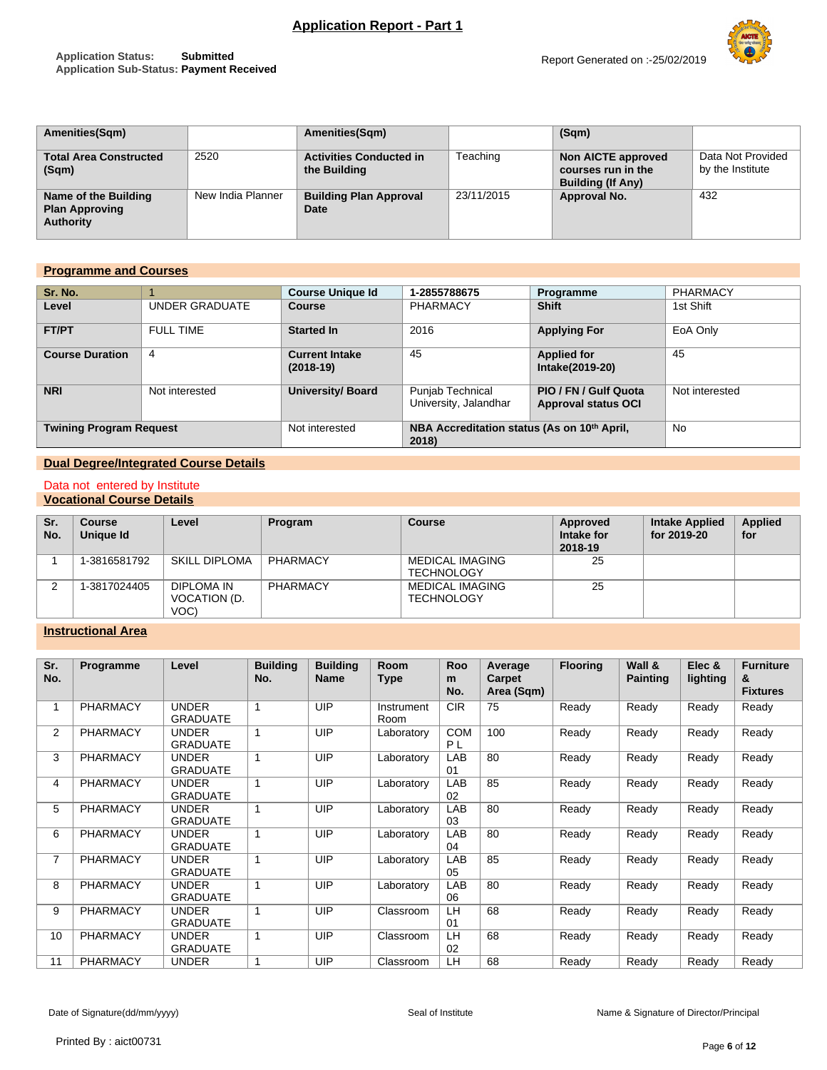# Application Report - Part 1

**Application Status:** Submitted
**Application Sub-Status:** Payment Received

Report Generated on :-25/02/2019

| Amenities(Sqm) | | Amenities(Sqm) | | (Sqm) | |
|---|---|---|---|---|---|
| **Total Area Constructed (Sqm)** | 2520 | **Activities Conducted in the Building** | Teaching | **Non AICTE approved courses run in the Building (If Any)** | Data Not Provided by the Institute |
| **Name of the Building Plan Approving Authority** | New India Planner | **Building Plan Approval Date** | 23/11/2015 | **Approval No.** | 432 |

## Programme and Courses

| Sr. No. | 1 | Course Unique Id | 1-2855788675 | Programme | PHARMACY |
|---|---|---|---|---|---|
| **Level** | UNDER GRADUATE | **Course** | PHARMACY | **Shift** | 1st Shift |
| **FT/PT** | FULL TIME | **Started In** | 2016 | **Applying For** | EoA Only |
| **Course Duration** | 4 | **Current Intake (2018-19)** | 45 | **Applied for Intake(2019-20)** | 45 |
| **NRI** | Not interested | **University/ Board** | Punjab Technical University, Jalandhar | **PIO / FN / Gulf Quota Approval status OCI** | Not interested |
| **Twining Program Request** | | Not interested | **NBA Accreditation status (As on 10th April, 2018)** | | No |

## Dual Degree/Integrated Course Details

Data not entered by Institute

## Vocational Course Details

| Sr. No. | Course Unique Id | Level | Program | Course | Approved Intake for 2018-19 | Intake Applied for 2019-20 | Applied for |
|---|---|---|---|---|---|---|---|
| 1 | 1-3816581792 | SKILL DIPLOMA | PHARMACY | MEDICAL IMAGING TECHNOLOGY | 25 | | |
| 2 | 1-3817024405 | DIPLOMA IN VOCATION (D. VOC) | PHARMACY | MEDICAL IMAGING TECHNOLOGY | 25 | | |

## Instructional Area

| Sr. No. | Programme | Level | Building No. | Building Name | Room Type | Room No. | Average Carpet Area (Sqm) | Flooring | Wall & Painting | Elec & lighting | Furniture & Fixtures |
|---|---|---|---|---|---|---|---|---|---|---|---|
| 1 | PHARMACY | UNDER GRADUATE | 1 | UIP | Instrument Room | CIR | 75 | Ready | Ready | Ready | Ready |
| 2 | PHARMACY | UNDER GRADUATE | 1 | UIP | Laboratory | COM P L | 100 | Ready | Ready | Ready | Ready |
| 3 | PHARMACY | UNDER GRADUATE | 1 | UIP | Laboratory | LAB 01 | 80 | Ready | Ready | Ready | Ready |
| 4 | PHARMACY | UNDER GRADUATE | 1 | UIP | Laboratory | LAB 02 | 85 | Ready | Ready | Ready | Ready |
| 5 | PHARMACY | UNDER GRADUATE | 1 | UIP | Laboratory | LAB 03 | 80 | Ready | Ready | Ready | Ready |
| 6 | PHARMACY | UNDER GRADUATE | 1 | UIP | Laboratory | LAB 04 | 80 | Ready | Ready | Ready | Ready |
| 7 | PHARMACY | UNDER GRADUATE | 1 | UIP | Laboratory | LAB 05 | 85 | Ready | Ready | Ready | Ready |
| 8 | PHARMACY | UNDER GRADUATE | 1 | UIP | Laboratory | LAB 06 | 80 | Ready | Ready | Ready | Ready |
| 9 | PHARMACY | UNDER GRADUATE | 1 | UIP | Classroom | LH 01 | 68 | Ready | Ready | Ready | Ready |
| 10 | PHARMACY | UNDER GRADUATE | 1 | UIP | Classroom | LH 02 | 68 | Ready | Ready | Ready | Ready |
| 11 | PHARMACY | UNDER | 1 | UIP | Classroom | LH | 68 | Ready | Ready | Ready | Ready |

Date of Signature(dd/mm/yyyy) Seal of Institute Name & Signature of Director/Principal

Printed By : aict00731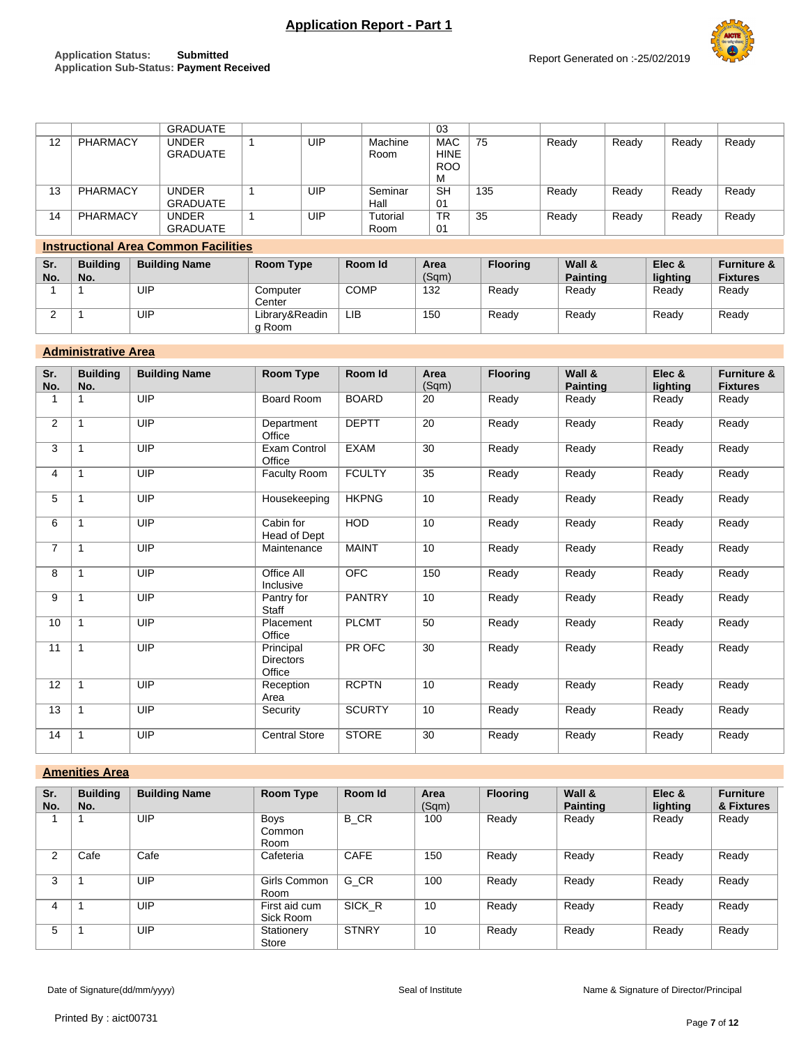# Application Report - Part 1

**Application Status:** Submitted
**Application Sub-Status:** Payment Received

Report Generated on :-25/02/2019

| | | GRADUATE | | | | 03 | | | | | |
|---|---|---|---|---|---|---|---|---|---|---|---|
| 12 | PHARMACY | UNDER GRADUATE | 1 | UIP | Machine Room | MACHINE ROOM | 75 | Ready | Ready | Ready | Ready |
| 13 | PHARMACY | UNDER GRADUATE | 1 | UIP | Seminar Hall | SH 01 | 135 | Ready | Ready | Ready | Ready |
| 14 | PHARMACY | UNDER GRADUATE | 1 | UIP | Tutorial Room | TR 01 | 35 | Ready | Ready | Ready | Ready |

## Instructional Area Common Facilities

| Sr. No. | Building No. | Building Name | Room Type | Room Id | Area (Sqm) | Flooring | Wall & Painting | Elec & lighting | Furniture & Fixtures |
|---|---|---|---|---|---|---|---|---|---|
| 1 | 1 | UIP | Computer Center | COMP | 132 | Ready | Ready | Ready | Ready |
| 2 | 1 | UIP | Library&Reading Room | LIB | 150 | Ready | Ready | Ready | Ready |

## Administrative Area

| Sr. No. | Building No. | Building Name | Room Type | Room Id | Area (Sqm) | Flooring | Wall & Painting | Elec & lighting | Furniture & Fixtures |
|---|---|---|---|---|---|---|---|---|---|
| 1 | 1 | UIP | Board Room | BOARD | 20 | Ready | Ready | Ready | Ready |
| 2 | 1 | UIP | Department Office | DEPTT | 20 | Ready | Ready | Ready | Ready |
| 3 | 1 | UIP | Exam Control Office | EXAM | 30 | Ready | Ready | Ready | Ready |
| 4 | 1 | UIP | Faculty Room | FCULTY | 35 | Ready | Ready | Ready | Ready |
| 5 | 1 | UIP | Housekeeping | HKPNG | 10 | Ready | Ready | Ready | Ready |
| 6 | 1 | UIP | Cabin for Head of Dept | HOD | 10 | Ready | Ready | Ready | Ready |
| 7 | 1 | UIP | Maintenance | MAINT | 10 | Ready | Ready | Ready | Ready |
| 8 | 1 | UIP | Office All Inclusive | OFC | 150 | Ready | Ready | Ready | Ready |
| 9 | 1 | UIP | Pantry for Staff | PANTRY | 10 | Ready | Ready | Ready | Ready |
| 10 | 1 | UIP | Placement Office | PLCMT | 50 | Ready | Ready | Ready | Ready |
| 11 | 1 | UIP | Principal Directors Office | PR OFC | 30 | Ready | Ready | Ready | Ready |
| 12 | 1 | UIP | Reception Area | RCPTN | 10 | Ready | Ready | Ready | Ready |
| 13 | 1 | UIP | Security | SCURTY | 10 | Ready | Ready | Ready | Ready |
| 14 | 1 | UIP | Central Store | STORE | 30 | Ready | Ready | Ready | Ready |

## Amenities Area

| Sr. No. | Building No. | Building Name | Room Type | Room Id | Area (Sqm) | Flooring | Wall & Painting | Elec & lighting | Furniture & Fixtures |
|---|---|---|---|---|---|---|---|---|---|
| 1 | 1 | UIP | Boys Common Room | B_CR | 100 | Ready | Ready | Ready | Ready |
| 2 | Cafe | Cafe | Cafeteria | CAFE | 150 | Ready | Ready | Ready | Ready |
| 3 | 1 | UIP | Girls Common Room | G_CR | 100 | Ready | Ready | Ready | Ready |
| 4 | 1 | UIP | First aid cum Sick Room | SICK_R | 10 | Ready | Ready | Ready | Ready |
| 5 | 1 | UIP | Stationery Store | STNRY | 10 | Ready | Ready | Ready | Ready |

Date of Signature(dd/mm/yyyy)　　Seal of Institute　　Name & Signature of Director/Principal

Printed By : aict00731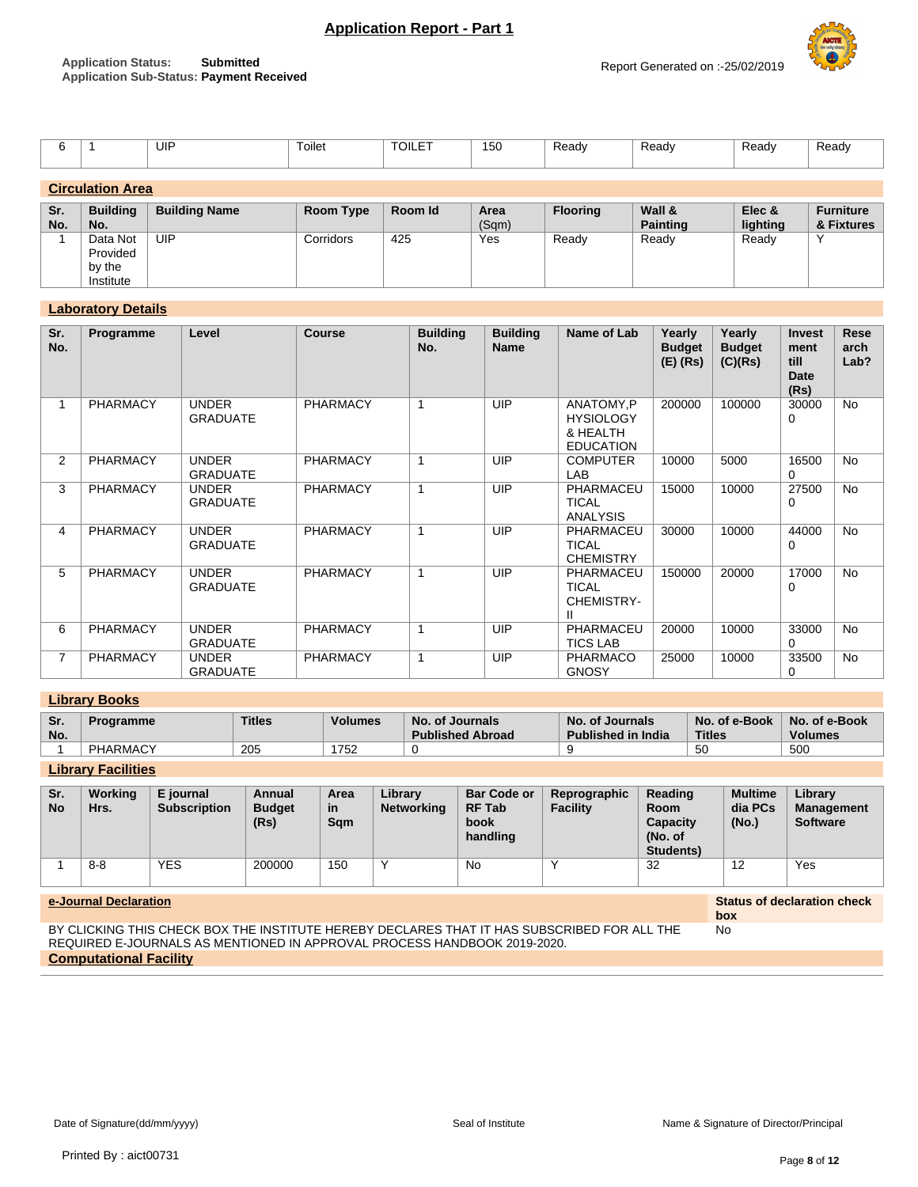# Application Report - Part 1

**Application Status:** Submitted
**Application Sub-Status:** Payment Received

Report Generated on :-25/02/2019

| 6 | 1 | UIP | Toilet | TOILET | 150 | Ready | Ready | Ready | Ready |
|---|---|---|---|---|---|---|---|---|---|

## Circulation Area

| Sr. No. | Building No. | Building Name | Room Type | Room Id | Area (Sqm) | Flooring | Wall & Painting | Elec & lighting | Furniture & Fixtures |
|---|---|---|---|---|---|---|---|---|---|
| 1 | Data Not Provided by the Institute | UIP | Corridors | 425 | Yes | Ready | Ready | Ready | Y |

## Laboratory Details

| Sr. No. | Programme | Level | Course | Building No. | Building Name | Name of Lab | Yearly Budget (E) (Rs) | Yearly Budget (C)(Rs) | Investment till Date (Rs) | Research Lab? |
|---|---|---|---|---|---|---|---|---|---|---|
| 1 | PHARMACY | UNDER GRADUATE | PHARMACY | 1 | UIP | ANATOMY,PHYSIOLOGY & HEALTH EDUCATION | 200000 | 100000 | 300000 | No |
| 2 | PHARMACY | UNDER GRADUATE | PHARMACY | 1 | UIP | COMPUTER LAB | 10000 | 5000 | 165000 | No |
| 3 | PHARMACY | UNDER GRADUATE | PHARMACY | 1 | UIP | PHARMACEUTICAL ANALYSIS | 15000 | 10000 | 275000 | No |
| 4 | PHARMACY | UNDER GRADUATE | PHARMACY | 1 | UIP | PHARMACEUTICAL CHEMISTRY | 30000 | 10000 | 440000 | No |
| 5 | PHARMACY | UNDER GRADUATE | PHARMACY | 1 | UIP | PHARMACEUTICAL CHEMISTRY-II | 150000 | 20000 | 170000 | No |
| 6 | PHARMACY | UNDER GRADUATE | PHARMACY | 1 | UIP | PHARMACEUTICS LAB | 20000 | 10000 | 330000 | No |
| 7 | PHARMACY | UNDER GRADUATE | PHARMACY | 1 | UIP | PHARMACOGNOSY | 25000 | 10000 | 335000 | No |

## Library Books

| Sr. No. | Programme | Titles | Volumes | No. of Journals Published Abroad | No. of Journals Published in India | No. of e-Book Titles | No. of e-Book Volumes |
|---|---|---|---|---|---|---|---|
| 1 | PHARMACY | 205 | 1752 | 0 | 9 | 50 | 500 |

## Library Facilities

| Sr. No | Working Hrs. | E journal Subscription | Annual Budget (Rs) | Area in Sqm | Library Networking | Bar Code or RF Tab book handling | Reprographic Facility | Reading Room Capacity (No. of Students) | Multimedia PCs (No.) | Library Management Software |
|---|---|---|---|---|---|---|---|---|---|---|
| 1 | 8-8 | YES | 200000 | 150 | Y | No | Y | 32 | 12 | Yes |

## e-Journal Declaration

| e-Journal Declaration | Status of declaration check box |
|---|---|
| BY CLICKING THIS CHECK BOX THE INSTITUTE HEREBY DECLARES THAT IT HAS SUBSCRIBED FOR ALL THE REQUIRED E-JOURNALS AS MENTIONED IN APPROVAL PROCESS HANDBOOK 2019-2020. | No |

## Computational Facility

Date of Signature(dd/mm/yyyy) | Seal of Institute | Name & Signature of Director/Principal

Printed By : aict00731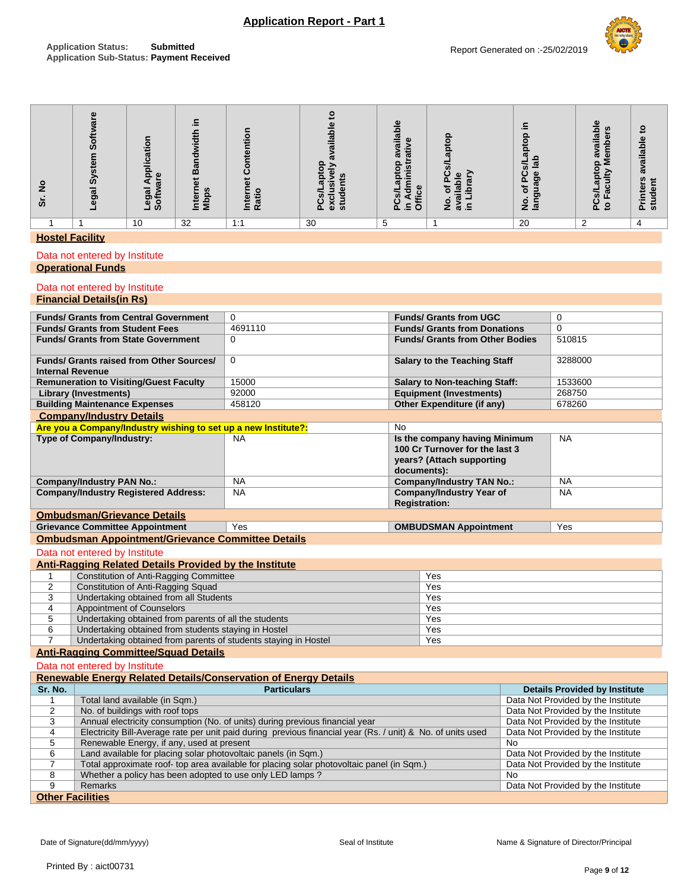# Application Report - Part 1

Application Status: **Submitted**
Application Sub-Status: **Payment Received**

Report Generated on :-25/02/2019

| Sr. No | Legal System Software | Legal Application Software | Internet Bandwidth in Mbps | Internet Contention Ratio | PCs/Laptop exclusively available to students | PCs/Laptop available in Administrative Office | No. of PCs/Laptop available in Library | No. of PCs/Laptop in language lab | PCs/Laptop available to Faculty Members | Printers available to student |
|---|---|---|---|---|---|---|---|---|---|---|
| 1 | 1 | 10 | 32 | 1:1 | 30 | 5 | 1 | 20 | 2 | 4 |

## Hostel Facility

Data not entered by Institute

## Operational Funds

Data not entered by Institute

## Financial Details(in Rs)

| | | | |
|---|---|---|---|
| **Funds/ Grants from Central Government** | 0 | **Funds/ Grants from UGC** | 0 |
| **Funds/ Grants from Student Fees** | 4691110 | **Funds/ Grants from Donations** | 0 |
| **Funds/ Grants from State Government** | 0 | **Funds/ Grants from Other Bodies** | 510815 |
| **Funds/ Grants raised from Other Sources/ Internal Revenue** | 0 | **Salary to the Teaching Staff** | 3288000 |
| **Remuneration to Visiting/Guest Faculty** | 15000 | **Salary to Non-teaching Staff:** | 1533600 |
| **Library (Investments)** | 92000 | **Equipment (Investments)** | 268750 |
| **Building Maintenance Expenses** | 458120 | **Other Expenditure (if any)** | 678260 |

## Company/Industry Details

| | | | |
|---|---|---|---|
| **Are you a Company/Industry wishing to set up a new Institute?:** | | No | |
| **Type of Company/Industry:** | NA | **Is the company having Minimum 100 Cr Turnover for the last 3 years? (Attach supporting documents):** | NA |
| **Company/Industry PAN No.:** | NA | **Company/Industry TAN No.:** | NA |
| **Company/Industry Registered Address:** | NA | **Company/Industry Year of Registration:** | NA |

## Ombudsman/Grievance Details

| | | | |
|---|---|---|---|
| **Grievance Committee Appointment** | Yes | **OMBUDSMAN Appointment** | Yes |

## Ombudsman Appointment/Grievance Committee Details

Data not entered by Institute

## Anti-Ragging Related Details Provided by the Institute

| | | |
|---|---|---|
| 1 | Constitution of Anti-Ragging Committee | Yes |
| 2 | Constitution of Anti-Ragging Squad | Yes |
| 3 | Undertaking obtained from all Students | Yes |
| 4 | Appointment of Counselors | Yes |
| 5 | Undertaking obtained from parents of all the students | Yes |
| 6 | Undertaking obtained from students staying in Hostel | Yes |
| 7 | Undertaking obtained from parents of students staying in Hostel | Yes |

## Anti-Ragging Committee/Squad Details

Data not entered by Institute

## Renewable Energy Related Details/Conservation of Energy Details

| Sr. No. | Particulars | Details Provided by Institute |
|---|---|---|
| 1 | Total land available (in Sqm.) | Data Not Provided by the Institute |
| 2 | No. of buildings with roof tops | Data Not Provided by the Institute |
| 3 | Annual electricity consumption (No. of units) during previous financial year | Data Not Provided by the Institute |
| 4 | Electricity Bill-Average rate per unit paid during previous financial year (Rs. / unit) & No. of units used | Data Not Provided by the Institute |
| 5 | Renewable Energy, if any, used at present | No |
| 6 | Land available for placing solar photovoltaic panels (in Sqm.) | Data Not Provided by the Institute |
| 7 | Total approximate roof- top area available for placing solar photovoltaic panel (in Sqm.) | Data Not Provided by the Institute |
| 8 | Whether a policy has been adopted to use only LED lamps ? | No |
| 9 | Remarks | Data Not Provided by the Institute |

## Other Facilities

Date of Signature(dd/mm/yyyy) Seal of Institute Name & Signature of Director/Principal

Printed By : aict00731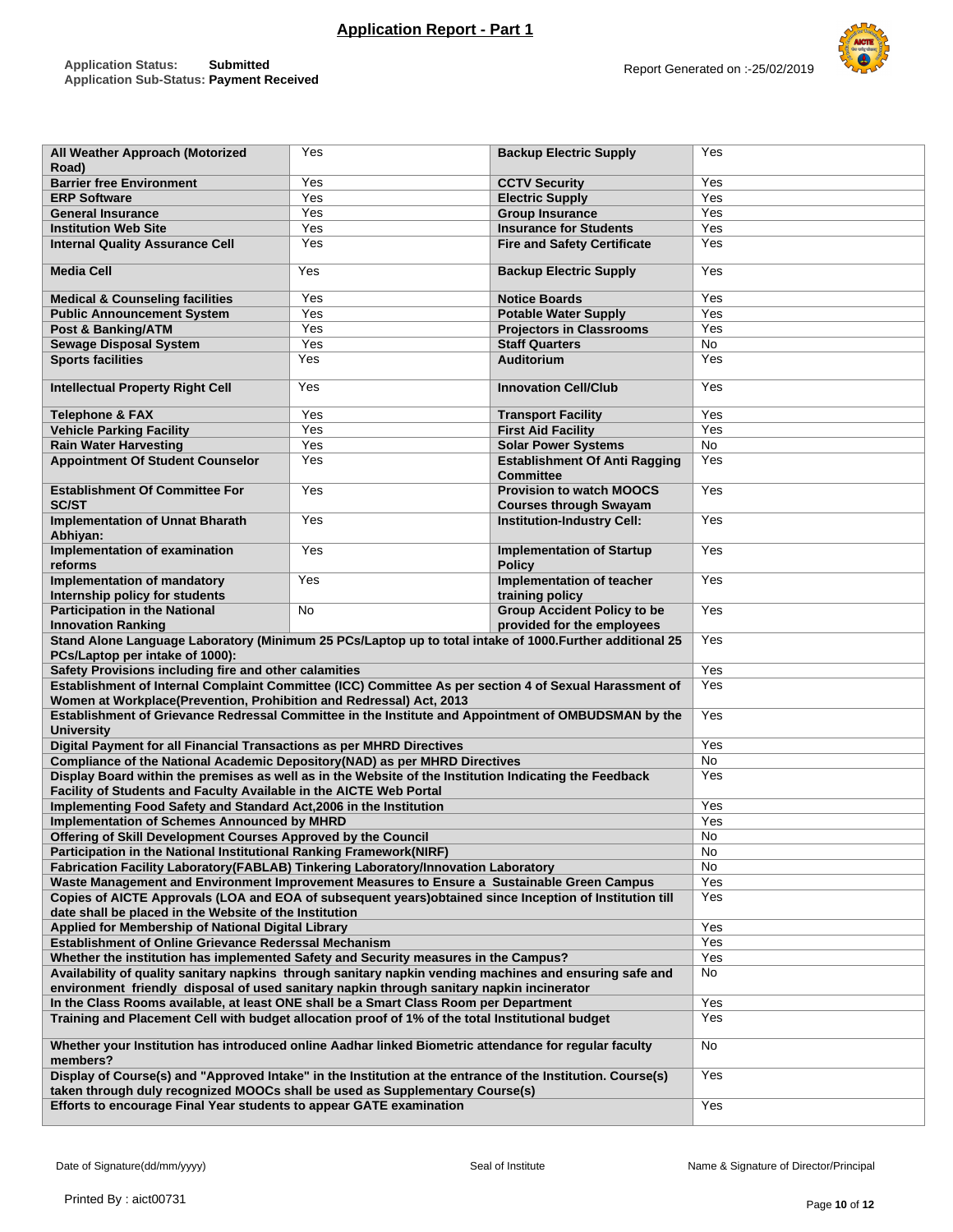# Application Report - Part 1

**Application Status:** Submitted
**Application Sub-Status:** Payment Received

Report Generated on :-25/02/2019

| | | | |
|---|---|---|---|
| **All Weather Approach (Motorized Road)** | Yes | **Backup Electric Supply** | Yes |
| **Barrier free Environment** | Yes | **CCTV Security** | Yes |
| **ERP Software** | Yes | **Electric Supply** | Yes |
| **General Insurance** | Yes | **Group Insurance** | Yes |
| **Institution Web Site** | Yes | **Insurance for Students** | Yes |
| **Internal Quality Assurance Cell** | Yes | **Fire and Safety Certificate** | Yes |
| **Media Cell** | Yes | **Backup Electric Supply** | Yes |
| **Medical & Counseling facilities** | Yes | **Notice Boards** | Yes |
| **Public Announcement System** | Yes | **Potable Water Supply** | Yes |
| **Post & Banking/ATM** | Yes | **Projectors in Classrooms** | Yes |
| **Sewage Disposal System** | Yes | **Staff Quarters** | No |
| **Sports facilities** | Yes | **Auditorium** | Yes |
| **Intellectual Property Right Cell** | Yes | **Innovation Cell/Club** | Yes |
| **Telephone & FAX** | Yes | **Transport Facility** | Yes |
| **Vehicle Parking Facility** | Yes | **First Aid Facility** | Yes |
| **Rain Water Harvesting** | Yes | **Solar Power Systems** | No |
| **Appointment Of Student Counselor** | Yes | **Establishment Of Anti Ragging Committee** | Yes |
| **Establishment Of Committee For SC/ST** | Yes | **Provision to watch MOOCS Courses through Swayam** | Yes |
| **Implementation of Unnat Bharath Abhiyan:** | Yes | **Institution-Industry Cell:** | Yes |
| **Implementation of examination reforms** | Yes | **Implementation of Startup Policy** | Yes |
| **Implementation of mandatory Internship policy for students** | Yes | **Implementation of teacher training policy** | Yes |
| **Participation in the National Innovation Ranking** | No | **Group Accident Policy to be provided for the employees** | Yes |

| | |
|---|---|
| **Stand Alone Language Laboratory (Minimum 25 PCs/Laptop up to total intake of 1000.Further additional 25 PCs/Laptop per intake of 1000):** | Yes |
| **Safety Provisions including fire and other calamities** | Yes |
| **Establishment of Internal Complaint Committee (ICC) Committee As per section 4 of Sexual Harassment of Women at Workplace(Prevention, Prohibition and Redressal) Act, 2013** | Yes |
| **Establishment of Grievance Redressal Committee in the Institute and Appointment of OMBUDSMAN by the University** | Yes |
| **Digital Payment for all Financial Transactions as per MHRD Directives** | Yes |
| **Compliance of the National Academic Depository(NAD) as per MHRD Directives** | No |
| **Display Board within the premises as well as in the Website of the Institution Indicating the Feedback Facility of Students and Faculty Available in the AICTE Web Portal** | Yes |
| **Implementing Food Safety and Standard Act,2006 in the Institution** | Yes |
| **Implementation of Schemes Announced by MHRD** | Yes |
| **Offering of Skill Development Courses Approved by the Council** | No |
| **Participation in the National Institutional Ranking Framework(NIRF)** | No |
| **Fabrication Facility Laboratory(FABLAB) Tinkering Laboratory/Innovation Laboratory** | No |
| **Waste Management and Environment Improvement Measures to Ensure a Sustainable Green Campus** | Yes |
| **Copies of AICTE Approvals (LOA and EOA of subsequent years)obtained since Inception of Institution till date shall be placed in the Website of the Institution** | Yes |
| **Applied for Membership of National Digital Library** | Yes |
| **Establishment of Online Grievance Rederssal Mechanism** | Yes |
| **Whether the institution has implemented Safety and Security measures in the Campus?** | Yes |
| **Availability of quality sanitary napkins through sanitary napkin vending machines and ensuring safe and environment friendly disposal of used sanitary napkin through sanitary napkin incinerator** | No |
| **In the Class Rooms available, at least ONE shall be a Smart Class Room per Department** | Yes |
| **Training and Placement Cell with budget allocation proof of 1% of the total Institutional budget** | Yes |
| **Whether your Institution has introduced online Aadhar linked Biometric attendance for regular faculty members?** | No |
| **Display of Course(s) and "Approved Intake" in the Institution at the entrance of the Institution. Course(s) taken through duly recognized MOOCs shall be used as Supplementary Course(s)** | Yes |
| **Efforts to encourage Final Year students to appear GATE examination** | Yes |

Date of Signature(dd/mm/yyyy) Seal of Institute Name & Signature of Director/Principal

Printed By : aict00731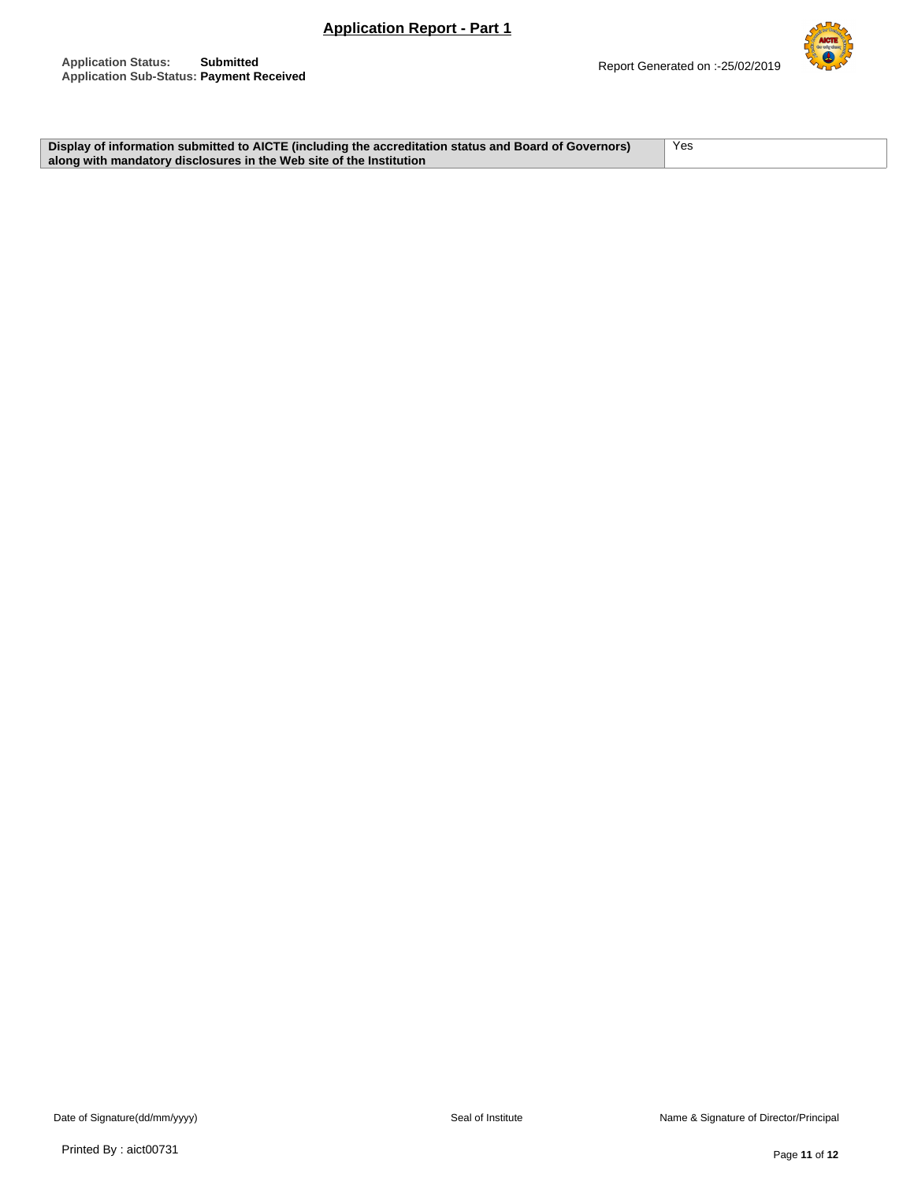| Display of information submitted to AICTE (including the accreditation status and Board of Governors) along with mandatory disclosures in the Web site of the Institution | Yes |
|---|---|

Date of Signature(dd/mm/yyyy) Seal of Institute Name & Signature of Director/Principal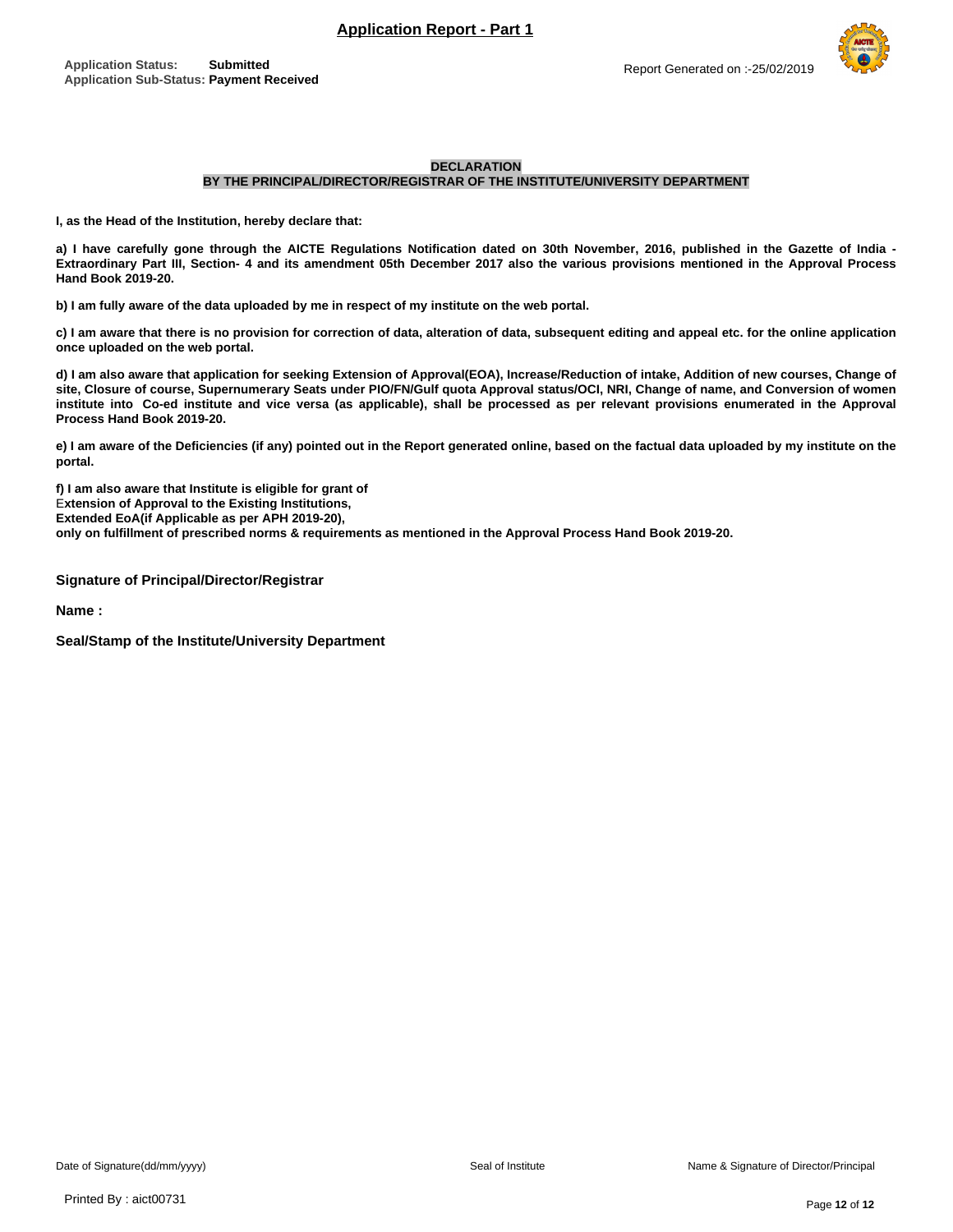# Application Report - Part 1

**Application Status:** **Submitted**
**Application Sub-Status:** **Payment Received**

Report Generated on :-25/02/2019

## DECLARATION
## BY THE PRINCIPAL/DIRECTOR/REGISTRAR OF THE INSTITUTE/UNIVERSITY DEPARTMENT

**I, as the Head of the Institution, hereby declare that:**

**a) I have carefully gone through the AICTE Regulations Notification dated on 30th November, 2016, published in the Gazette of India - Extraordinary Part III, Section- 4 and its amendment 05th December 2017 also the various provisions mentioned in the Approval Process Hand Book 2019-20.**

**b) I am fully aware of the data uploaded by me in respect of my institute on the web portal.**

**c) I am aware that there is no provision for correction of data, alteration of data, subsequent editing and appeal etc. for the online application once uploaded on the web portal.**

**d) I am also aware that application for seeking Extension of Approval(EOA), Increase/Reduction of intake, Addition of new courses, Change of site, Closure of course, Supernumerary Seats under PIO/FN/Gulf quota Approval status/OCI, NRI, Change of name, and Conversion of women institute into Co-ed institute and vice versa (as applicable), shall be processed as per relevant provisions enumerated in the Approval Process Hand Book 2019-20.**

**e) I am aware of the Deficiencies (if any) pointed out in the Report generated online, based on the factual data uploaded by my institute on the portal.**

**f) I am also aware that Institute is eligible for grant of**
**Extension of Approval to the Existing Institutions,**
**Extended EoA(if Applicable as per APH 2019-20),**
**only on fulfillment of prescribed norms & requirements as mentioned in the Approval Process Hand Book 2019-20.**

**Signature of Principal/Director/Registrar**

**Name :**

**Seal/Stamp of the Institute/University Department**

Date of Signature(dd/mm/yyyy) Seal of Institute Name & Signature of Director/Principal

Printed By : aict00731